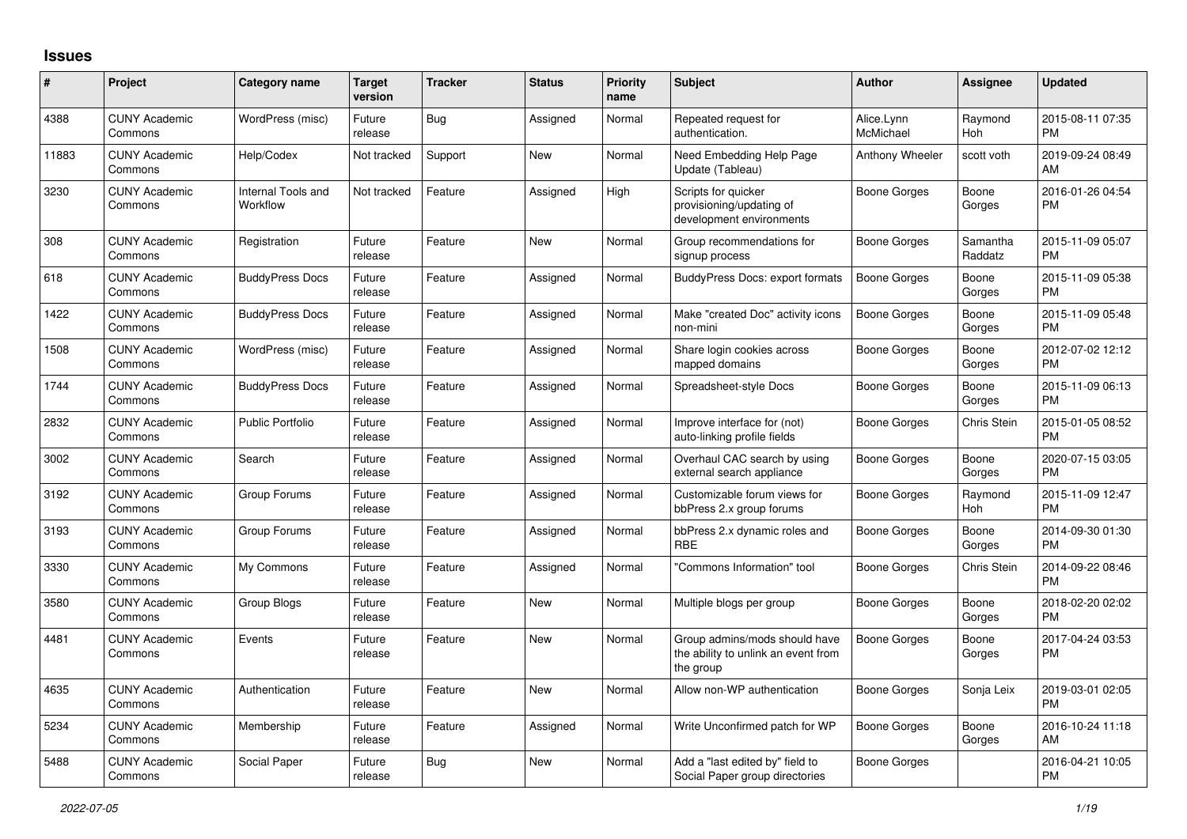## Issues

| # | Project | Category name | Target version | Tracker | Status | Priority name | Subject | Author | Assignee | Updated |
|---|---|---|---|---|---|---|---|---|---|---|
| 4388 | CUNY Academic Commons | WordPress (misc) | Future release | Bug | Assigned | Normal | Repeated request for authentication. | Alice.Lynn McMichael | Raymond Hoh | 2015-08-11 07:35 PM |
| 11883 | CUNY Academic Commons | Help/Codex | Not tracked | Support | New | Normal | Need Embedding Help Page Update (Tableau) | Anthony Wheeler | scott voth | 2019-09-24 08:49 AM |
| 3230 | CUNY Academic Commons | Internal Tools and Workflow | Not tracked | Feature | Assigned | High | Scripts for quicker provisioning/updating of development environments | Boone Gorges | Boone Gorges | 2016-01-26 04:54 PM |
| 308 | CUNY Academic Commons | Registration | Future release | Feature | New | Normal | Group recommendations for signup process | Boone Gorges | Samantha Raddatz | 2015-11-09 05:07 PM |
| 618 | CUNY Academic Commons | BuddyPress Docs | Future release | Feature | Assigned | Normal | BuddyPress Docs: export formats | Boone Gorges | Boone Gorges | 2015-11-09 05:38 PM |
| 1422 | CUNY Academic Commons | BuddyPress Docs | Future release | Feature | Assigned | Normal | Make "created Doc" activity icons non-mini | Boone Gorges | Boone Gorges | 2015-11-09 05:48 PM |
| 1508 | CUNY Academic Commons | WordPress (misc) | Future release | Feature | Assigned | Normal | Share login cookies across mapped domains | Boone Gorges | Boone Gorges | 2012-07-02 12:12 PM |
| 1744 | CUNY Academic Commons | BuddyPress Docs | Future release | Feature | Assigned | Normal | Spreadsheet-style Docs | Boone Gorges | Boone Gorges | 2015-11-09 06:13 PM |
| 2832 | CUNY Academic Commons | Public Portfolio | Future release | Feature | Assigned | Normal | Improve interface for (not) auto-linking profile fields | Boone Gorges | Chris Stein | 2015-01-05 08:52 PM |
| 3002 | CUNY Academic Commons | Search | Future release | Feature | Assigned | Normal | Overhaul CAC search by using external search appliance | Boone Gorges | Boone Gorges | 2020-07-15 03:05 PM |
| 3192 | CUNY Academic Commons | Group Forums | Future release | Feature | Assigned | Normal | Customizable forum views for bbPress 2.x group forums | Boone Gorges | Raymond Hoh | 2015-11-09 12:47 PM |
| 3193 | CUNY Academic Commons | Group Forums | Future release | Feature | Assigned | Normal | bbPress 2.x dynamic roles and RBE | Boone Gorges | Boone Gorges | 2014-09-30 01:30 PM |
| 3330 | CUNY Academic Commons | My Commons | Future release | Feature | Assigned | Normal | "Commons Information" tool | Boone Gorges | Chris Stein | 2014-09-22 08:46 PM |
| 3580 | CUNY Academic Commons | Group Blogs | Future release | Feature | New | Normal | Multiple blogs per group | Boone Gorges | Boone Gorges | 2018-02-20 02:02 PM |
| 4481 | CUNY Academic Commons | Events | Future release | Feature | New | Normal | Group admins/mods should have the ability to unlink an event from the group | Boone Gorges | Boone Gorges | 2017-04-24 03:53 PM |
| 4635 | CUNY Academic Commons | Authentication | Future release | Feature | New | Normal | Allow non-WP authentication | Boone Gorges | Sonja Leix | 2019-03-01 02:05 PM |
| 5234 | CUNY Academic Commons | Membership | Future release | Feature | Assigned | Normal | Write Unconfirmed patch for WP | Boone Gorges | Boone Gorges | 2016-10-24 11:18 AM |
| 5488 | CUNY Academic Commons | Social Paper | Future release | Bug | New | Normal | Add a "last edited by" field to Social Paper group directories | Boone Gorges | | 2016-04-21 10:05 PM |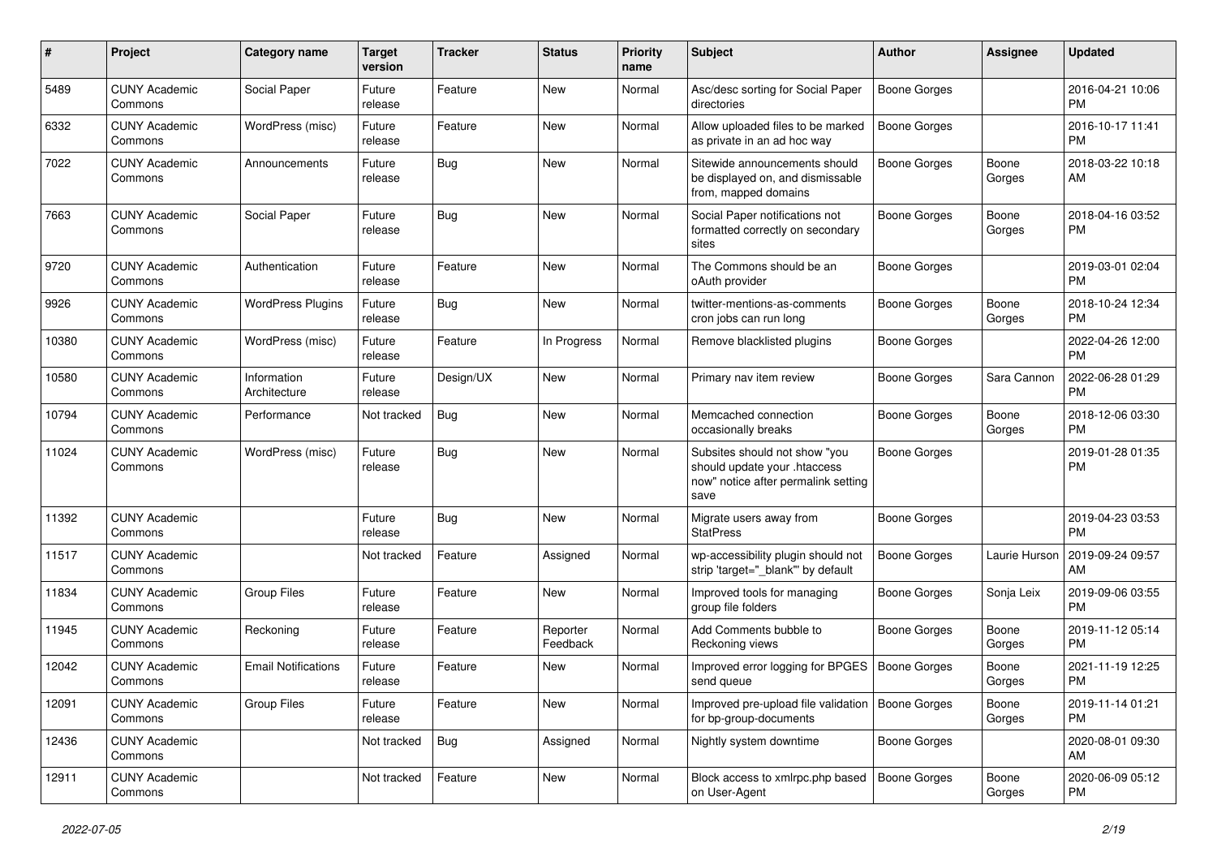| # | Project | Category name | Target version | Tracker | Status | Priority name | Subject | Author | Assignee | Updated |
|---|---|---|---|---|---|---|---|---|---|---|
| 5489 | CUNY Academic Commons | Social Paper | Future release | Feature | New | Normal | Asc/desc sorting for Social Paper directories | Boone Gorges | | 2016-04-21 10:06 PM |
| 6332 | CUNY Academic Commons | WordPress (misc) | Future release | Feature | New | Normal | Allow uploaded files to be marked as private in an ad hoc way | Boone Gorges | | 2016-10-17 11:41 PM |
| 7022 | CUNY Academic Commons | Announcements | Future release | Bug | New | Normal | Sitewide announcements should be displayed on, and dismissable from, mapped domains | Boone Gorges | Boone Gorges | 2018-03-22 10:18 AM |
| 7663 | CUNY Academic Commons | Social Paper | Future release | Bug | New | Normal | Social Paper notifications not formatted correctly on secondary sites | Boone Gorges | Boone Gorges | 2018-04-16 03:52 PM |
| 9720 | CUNY Academic Commons | Authentication | Future release | Feature | New | Normal | The Commons should be an oAuth provider | Boone Gorges | | 2019-03-01 02:04 PM |
| 9926 | CUNY Academic Commons | WordPress Plugins | Future release | Bug | New | Normal | twitter-mentions-as-comments cron jobs can run long | Boone Gorges | Boone Gorges | 2018-10-24 12:34 PM |
| 10380 | CUNY Academic Commons | WordPress (misc) | Future release | Feature | In Progress | Normal | Remove blacklisted plugins | Boone Gorges | | 2022-04-26 12:00 PM |
| 10580 | CUNY Academic Commons | Information Architecture | Future release | Design/UX | New | Normal | Primary nav item review | Boone Gorges | Sara Cannon | 2022-06-28 01:29 PM |
| 10794 | CUNY Academic Commons | Performance | Not tracked | Bug | New | Normal | Memcached connection occasionally breaks | Boone Gorges | Boone Gorges | 2018-12-06 03:30 PM |
| 11024 | CUNY Academic Commons | WordPress (misc) | Future release | Bug | New | Normal | Subsites should not show "you should update your .htaccess now" notice after permalink setting save | Boone Gorges | | 2019-01-28 01:35 PM |
| 11392 | CUNY Academic Commons | | Future release | Bug | New | Normal | Migrate users away from StatPress | Boone Gorges | | 2019-04-23 03:53 PM |
| 11517 | CUNY Academic Commons | | Not tracked | Feature | Assigned | Normal | wp-accessibility plugin should not strip 'target="_blank"' by default | Boone Gorges | Laurie Hurson | 2019-09-24 09:57 AM |
| 11834 | CUNY Academic Commons | Group Files | Future release | Feature | New | Normal | Improved tools for managing group file folders | Boone Gorges | Sonja Leix | 2019-09-06 03:55 PM |
| 11945 | CUNY Academic Commons | Reckoning | Future release | Feature | Reporter Feedback | Normal | Add Comments bubble to Reckoning views | Boone Gorges | Boone Gorges | 2019-11-12 05:14 PM |
| 12042 | CUNY Academic Commons | Email Notifications | Future release | Feature | New | Normal | Improved error logging for BPGES send queue | Boone Gorges | Boone Gorges | 2021-11-19 12:25 PM |
| 12091 | CUNY Academic Commons | Group Files | Future release | Feature | New | Normal | Improved pre-upload file validation for bp-group-documents | Boone Gorges | Boone Gorges | 2019-11-14 01:21 PM |
| 12436 | CUNY Academic Commons | | Not tracked | Bug | Assigned | Normal | Nightly system downtime | Boone Gorges | | 2020-08-01 09:30 AM |
| 12911 | CUNY Academic Commons | | Not tracked | Feature | New | Normal | Block access to xmlrpc.php based on User-Agent | Boone Gorges | Boone Gorges | 2020-06-09 05:12 PM |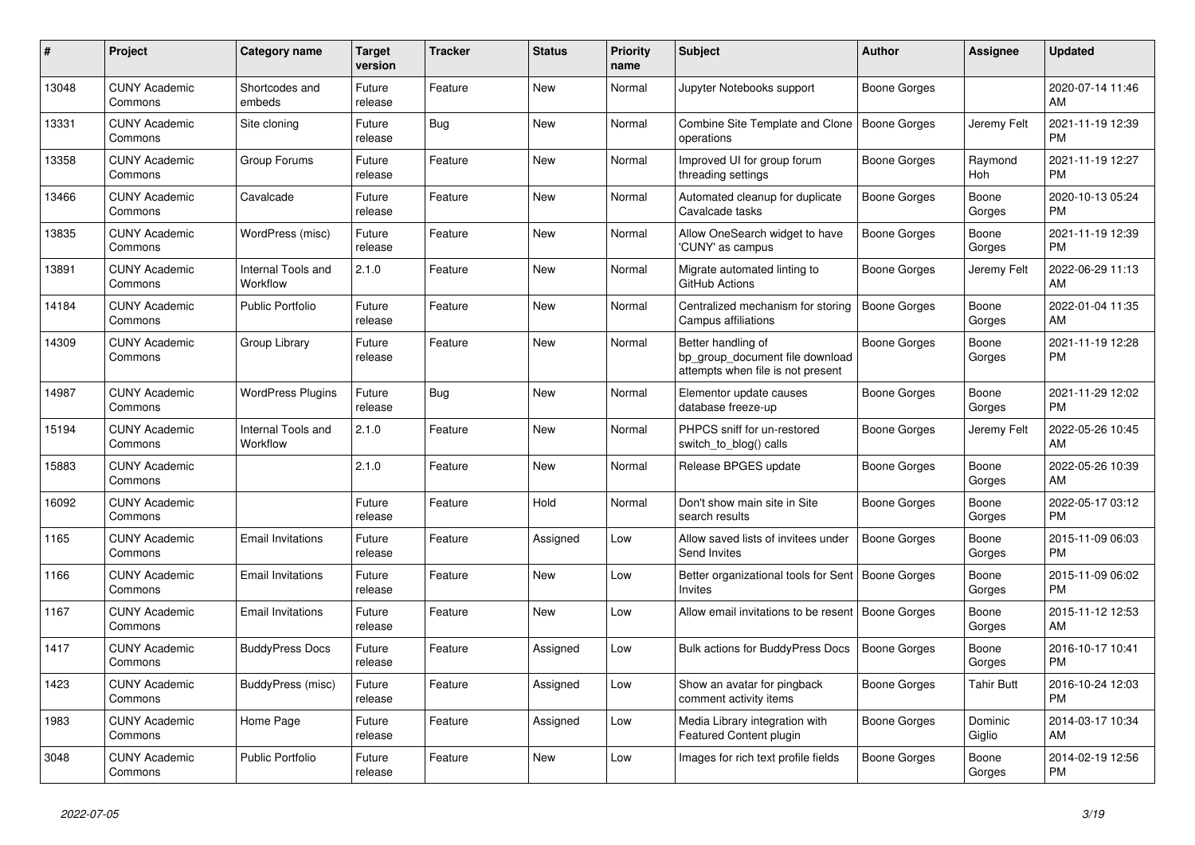| # | Project | Category name | Target version | Tracker | Status | Priority name | Subject | Author | Assignee | Updated |
|---|---|---|---|---|---|---|---|---|---|---|
| 13048 | CUNY Academic Commons | Shortcodes and embeds | Future release | Feature | New | Normal | Jupyter Notebooks support | Boone Gorges | | 2020-07-14 11:46 AM |
| 13331 | CUNY Academic Commons | Site cloning | Future release | Bug | New | Normal | Combine Site Template and Clone operations | Boone Gorges | Jeremy Felt | 2021-11-19 12:39 PM |
| 13358 | CUNY Academic Commons | Group Forums | Future release | Feature | New | Normal | Improved UI for group forum threading settings | Boone Gorges | Raymond Hoh | 2021-11-19 12:27 PM |
| 13466 | CUNY Academic Commons | Cavalcade | Future release | Feature | New | Normal | Automated cleanup for duplicate Cavalcade tasks | Boone Gorges | Boone Gorges | 2020-10-13 05:24 PM |
| 13835 | CUNY Academic Commons | WordPress (misc) | Future release | Feature | New | Normal | Allow OneSearch widget to have 'CUNY' as campus | Boone Gorges | Boone Gorges | 2021-11-19 12:39 PM |
| 13891 | CUNY Academic Commons | Internal Tools and Workflow | 2.1.0 | Feature | New | Normal | Migrate automated linting to GitHub Actions | Boone Gorges | Jeremy Felt | 2022-06-29 11:13 AM |
| 14184 | CUNY Academic Commons | Public Portfolio | Future release | Feature | New | Normal | Centralized mechanism for storing Campus affiliations | Boone Gorges | Boone Gorges | 2022-01-04 11:35 AM |
| 14309 | CUNY Academic Commons | Group Library | Future release | Feature | New | Normal | Better handling of bp_group_document file download attempts when file is not present | Boone Gorges | Boone Gorges | 2021-11-19 12:28 PM |
| 14987 | CUNY Academic Commons | WordPress Plugins | Future release | Bug | New | Normal | Elementor update causes database freeze-up | Boone Gorges | Boone Gorges | 2021-11-29 12:02 PM |
| 15194 | CUNY Academic Commons | Internal Tools and Workflow | 2.1.0 | Feature | New | Normal | PHPCS sniff for un-restored switch_to_blog() calls | Boone Gorges | Jeremy Felt | 2022-05-26 10:45 AM |
| 15883 | CUNY Academic Commons | | 2.1.0 | Feature | New | Normal | Release BPGES update | Boone Gorges | Boone Gorges | 2022-05-26 10:39 AM |
| 16092 | CUNY Academic Commons | | Future release | Feature | Hold | Normal | Don't show main site in Site search results | Boone Gorges | Boone Gorges | 2022-05-17 03:12 PM |
| 1165 | CUNY Academic Commons | Email Invitations | Future release | Feature | Assigned | Low | Allow saved lists of invitees under Send Invites | Boone Gorges | Boone Gorges | 2015-11-09 06:03 PM |
| 1166 | CUNY Academic Commons | Email Invitations | Future release | Feature | New | Low | Better organizational tools for Sent Invites | Boone Gorges | Boone Gorges | 2015-11-09 06:02 PM |
| 1167 | CUNY Academic Commons | Email Invitations | Future release | Feature | New | Low | Allow email invitations to be resent | Boone Gorges | Boone Gorges | 2015-11-12 12:53 AM |
| 1417 | CUNY Academic Commons | BuddyPress Docs | Future release | Feature | Assigned | Low | Bulk actions for BuddyPress Docs | Boone Gorges | Boone Gorges | 2016-10-17 10:41 PM |
| 1423 | CUNY Academic Commons | BuddyPress (misc) | Future release | Feature | Assigned | Low | Show an avatar for pingback comment activity items | Boone Gorges | Tahir Butt | 2016-10-24 12:03 PM |
| 1983 | CUNY Academic Commons | Home Page | Future release | Feature | Assigned | Low | Media Library integration with Featured Content plugin | Boone Gorges | Dominic Giglio | 2014-03-17 10:34 AM |
| 3048 | CUNY Academic Commons | Public Portfolio | Future release | Feature | New | Low | Images for rich text profile fields | Boone Gorges | Boone Gorges | 2014-02-19 12:56 PM |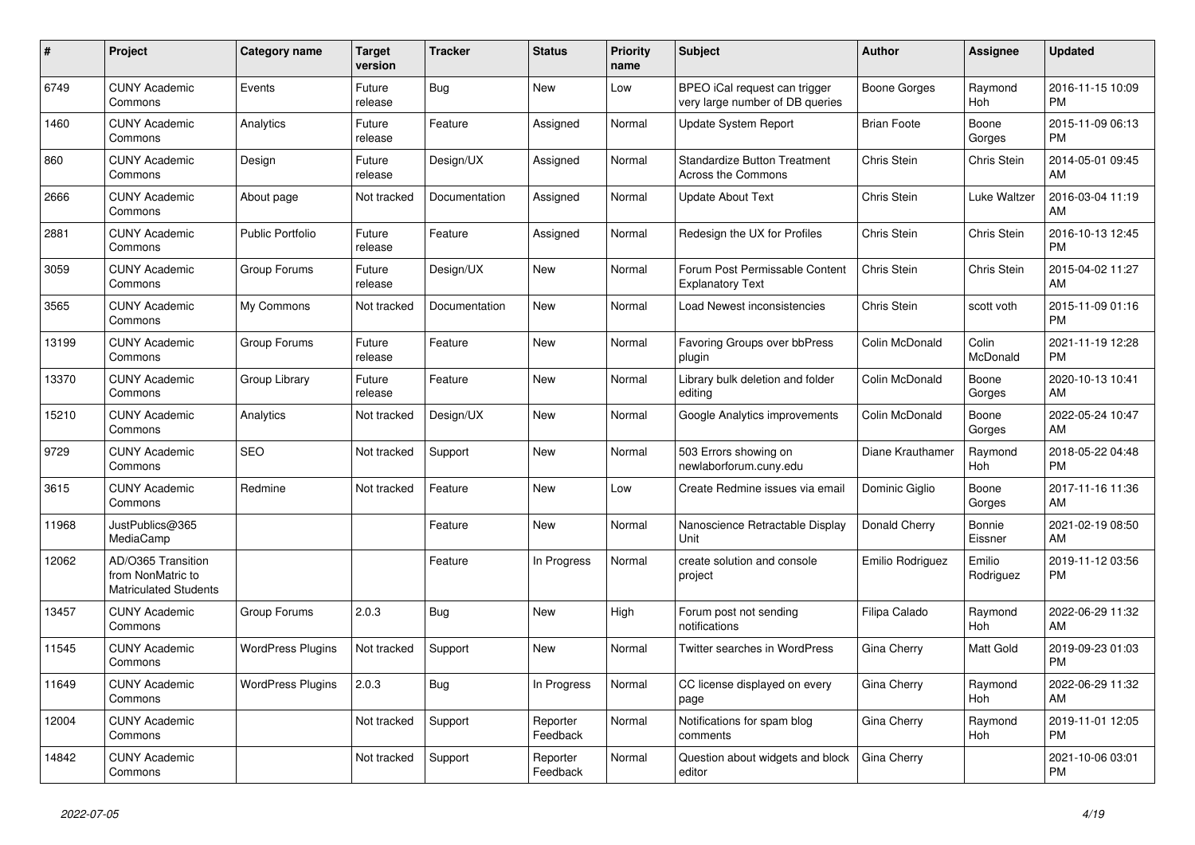| # | Project | Category name | Target version | Tracker | Status | Priority name | Subject | Author | Assignee | Updated |
|---|---|---|---|---|---|---|---|---|---|---|
| 6749 | CUNY Academic Commons | Events | Future release | Bug | New | Low | BPEO iCal request can trigger very large number of DB queries | Boone Gorges | Raymond Hoh | 2016-11-15 10:09 PM |
| 1460 | CUNY Academic Commons | Analytics | Future release | Feature | Assigned | Normal | Update System Report | Brian Foote | Boone Gorges | 2015-11-09 06:13 PM |
| 860 | CUNY Academic Commons | Design | Future release | Design/UX | Assigned | Normal | Standardize Button Treatment Across the Commons | Chris Stein | Chris Stein | 2014-05-01 09:45 AM |
| 2666 | CUNY Academic Commons | About page | Not tracked | Documentation | Assigned | Normal | Update About Text | Chris Stein | Luke Waltzer | 2016-03-04 11:19 AM |
| 2881 | CUNY Academic Commons | Public Portfolio | Future release | Feature | Assigned | Normal | Redesign the UX for Profiles | Chris Stein | Chris Stein | 2016-10-13 12:45 PM |
| 3059 | CUNY Academic Commons | Group Forums | Future release | Design/UX | New | Normal | Forum Post Permissable Content Explanatory Text | Chris Stein | Chris Stein | 2015-04-02 11:27 AM |
| 3565 | CUNY Academic Commons | My Commons | Not tracked | Documentation | New | Normal | Load Newest inconsistencies | Chris Stein | scott voth | 2015-11-09 01:16 PM |
| 13199 | CUNY Academic Commons | Group Forums | Future release | Feature | New | Normal | Favoring Groups over bbPress plugin | Colin McDonald | Colin McDonald | 2021-11-19 12:28 PM |
| 13370 | CUNY Academic Commons | Group Library | Future release | Feature | New | Normal | Library bulk deletion and folder editing | Colin McDonald | Boone Gorges | 2020-10-13 10:41 AM |
| 15210 | CUNY Academic Commons | Analytics | Not tracked | Design/UX | New | Normal | Google Analytics improvements | Colin McDonald | Boone Gorges | 2022-05-24 10:47 AM |
| 9729 | CUNY Academic Commons | SEO | Not tracked | Support | New | Normal | 503 Errors showing on newlaborforum.cuny.edu | Diane Krauthamer | Raymond Hoh | 2018-05-22 04:48 PM |
| 3615 | CUNY Academic Commons | Redmine | Not tracked | Feature | New | Low | Create Redmine issues via email | Dominic Giglio | Boone Gorges | 2017-11-16 11:36 AM |
| 11968 | JustPublics@365 MediaCamp | | | Feature | New | Normal | Nanoscience Retractable Display Unit | Donald Cherry | Bonnie Eissner | 2021-02-19 08:50 AM |
| 12062 | AD/O365 Transition from NonMatric to Matriculated Students | | | Feature | In Progress | Normal | create solution and console project | Emilio Rodriguez | Emilio Rodriguez | 2019-11-12 03:56 PM |
| 13457 | CUNY Academic Commons | Group Forums | 2.0.3 | Bug | New | High | Forum post not sending notifications | Filipa Calado | Raymond Hoh | 2022-06-29 11:32 AM |
| 11545 | CUNY Academic Commons | WordPress Plugins | Not tracked | Support | New | Normal | Twitter searches in WordPress | Gina Cherry | Matt Gold | 2019-09-23 01:03 PM |
| 11649 | CUNY Academic Commons | WordPress Plugins | 2.0.3 | Bug | In Progress | Normal | CC license displayed on every page | Gina Cherry | Raymond Hoh | 2022-06-29 11:32 AM |
| 12004 | CUNY Academic Commons | | Not tracked | Support | Reporter Feedback | Normal | Notifications for spam blog comments | Gina Cherry | Raymond Hoh | 2019-11-01 12:05 PM |
| 14842 | CUNY Academic Commons | | Not tracked | Support | Reporter Feedback | Normal | Question about widgets and block editor | Gina Cherry | | 2021-10-06 03:01 PM |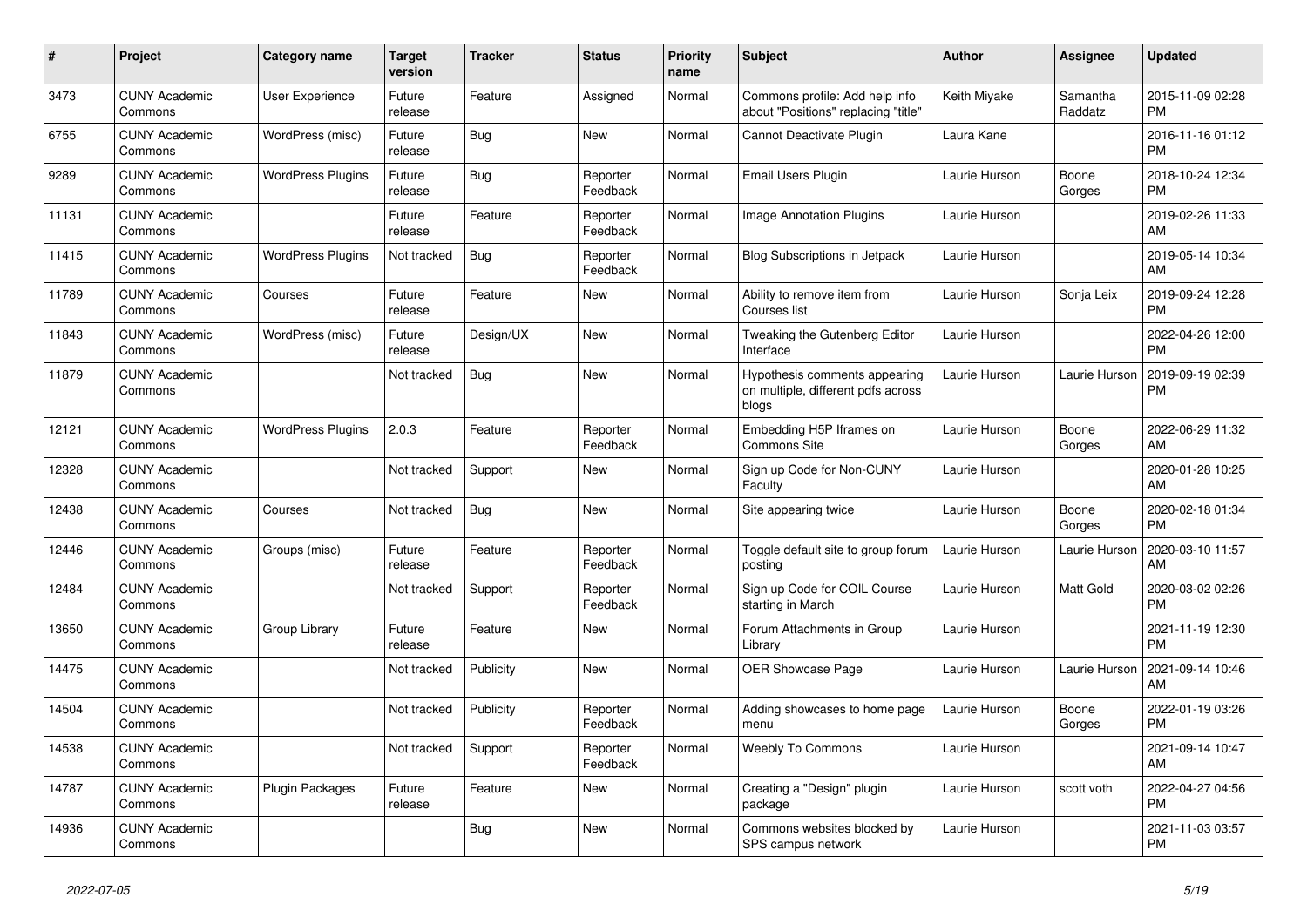| # | Project | Category name | Target version | Tracker | Status | Priority name | Subject | Author | Assignee | Updated |
|---|---|---|---|---|---|---|---|---|---|---|
| 3473 | CUNY Academic Commons | User Experience | Future release | Feature | Assigned | Normal | Commons profile: Add help info about "Positions" replacing "title" | Keith Miyake | Samantha Raddatz | 2015-11-09 02:28 PM |
| 6755 | CUNY Academic Commons | WordPress (misc) | Future release | Bug | New | Normal | Cannot Deactivate Plugin | Laura Kane | | 2016-11-16 01:12 PM |
| 9289 | CUNY Academic Commons | WordPress Plugins | Future release | Bug | Reporter Feedback | Normal | Email Users Plugin | Laurie Hurson | Boone Gorges | 2018-10-24 12:34 PM |
| 11131 | CUNY Academic Commons | | Future release | Feature | Reporter Feedback | Normal | Image Annotation Plugins | Laurie Hurson | | 2019-02-26 11:33 AM |
| 11415 | CUNY Academic Commons | WordPress Plugins | Not tracked | Bug | Reporter Feedback | Normal | Blog Subscriptions in Jetpack | Laurie Hurson | | 2019-05-14 10:34 AM |
| 11789 | CUNY Academic Commons | Courses | Future release | Feature | New | Normal | Ability to remove item from Courses list | Laurie Hurson | Sonja Leix | 2019-09-24 12:28 PM |
| 11843 | CUNY Academic Commons | WordPress (misc) | Future release | Design/UX | New | Normal | Tweaking the Gutenberg Editor Interface | Laurie Hurson | | 2022-04-26 12:00 PM |
| 11879 | CUNY Academic Commons | | Not tracked | Bug | New | Normal | Hypothesis comments appearing on multiple, different pdfs across blogs | Laurie Hurson | Laurie Hurson | 2019-09-19 02:39 PM |
| 12121 | CUNY Academic Commons | WordPress Plugins | 2.0.3 | Feature | Reporter Feedback | Normal | Embedding H5P Iframes on Commons Site | Laurie Hurson | Boone Gorges | 2022-06-29 11:32 AM |
| 12328 | CUNY Academic Commons | | Not tracked | Support | New | Normal | Sign up Code for Non-CUNY Faculty | Laurie Hurson | | 2020-01-28 10:25 AM |
| 12438 | CUNY Academic Commons | Courses | Not tracked | Bug | New | Normal | Site appearing twice | Laurie Hurson | Boone Gorges | 2020-02-18 01:34 PM |
| 12446 | CUNY Academic Commons | Groups (misc) | Future release | Feature | Reporter Feedback | Normal | Toggle default site to group forum posting | Laurie Hurson | Laurie Hurson | 2020-03-10 11:57 AM |
| 12484 | CUNY Academic Commons | | Not tracked | Support | Reporter Feedback | Normal | Sign up Code for COIL Course starting in March | Laurie Hurson | Matt Gold | 2020-03-02 02:26 PM |
| 13650 | CUNY Academic Commons | Group Library | Future release | Feature | New | Normal | Forum Attachments in Group Library | Laurie Hurson | | 2021-11-19 12:30 PM |
| 14475 | CUNY Academic Commons | | Not tracked | Publicity | New | Normal | OER Showcase Page | Laurie Hurson | Laurie Hurson | 2021-09-14 10:46 AM |
| 14504 | CUNY Academic Commons | | Not tracked | Publicity | Reporter Feedback | Normal | Adding showcases to home page menu | Laurie Hurson | Boone Gorges | 2022-01-19 03:26 PM |
| 14538 | CUNY Academic Commons | | Not tracked | Support | Reporter Feedback | Normal | Weebly To Commons | Laurie Hurson | | 2021-09-14 10:47 AM |
| 14787 | CUNY Academic Commons | Plugin Packages | Future release | Feature | New | Normal | Creating a "Design" plugin package | Laurie Hurson | scott voth | 2022-04-27 04:56 PM |
| 14936 | CUNY Academic Commons | | | Bug | New | Normal | Commons websites blocked by SPS campus network | Laurie Hurson | | 2021-11-03 03:57 PM |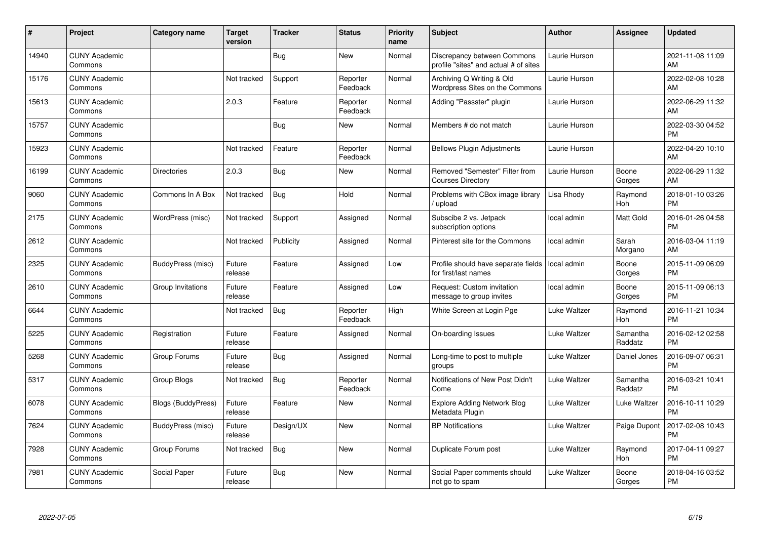| # | Project | Category name | Target version | Tracker | Status | Priority name | Subject | Author | Assignee | Updated |
|---|---|---|---|---|---|---|---|---|---|---|
| 14940 | CUNY Academic Commons | | | Bug | New | Normal | Discrepancy between Commons profile "sites" and actual # of sites | Laurie Hurson | | 2021-11-08 11:09 AM |
| 15176 | CUNY Academic Commons | | Not tracked | Support | Reporter Feedback | Normal | Archiving Q Writing & Old Wordpress Sites on the Commons | Laurie Hurson | | 2022-02-08 10:28 AM |
| 15613 | CUNY Academic Commons | | 2.0.3 | Feature | Reporter Feedback | Normal | Adding "Passster" plugin | Laurie Hurson | | 2022-06-29 11:32 AM |
| 15757 | CUNY Academic Commons | | | Bug | New | Normal | Members # do not match | Laurie Hurson | | 2022-03-30 04:52 PM |
| 15923 | CUNY Academic Commons | | Not tracked | Feature | Reporter Feedback | Normal | Bellows Plugin Adjustments | Laurie Hurson | | 2022-04-20 10:10 AM |
| 16199 | CUNY Academic Commons | Directories | 2.0.3 | Bug | New | Normal | Removed "Semester" Filter from Courses Directory | Laurie Hurson | Boone Gorges | 2022-06-29 11:32 AM |
| 9060 | CUNY Academic Commons | Commons In A Box | Not tracked | Bug | Hold | Normal | Problems with CBox image library / upload | Lisa Rhody | Raymond Hoh | 2018-01-10 03:26 PM |
| 2175 | CUNY Academic Commons | WordPress (misc) | Not tracked | Support | Assigned | Normal | Subscibe 2 vs. Jetpack subscription options | local admin | Matt Gold | 2016-01-26 04:58 PM |
| 2612 | CUNY Academic Commons | | Not tracked | Publicity | Assigned | Normal | Pinterest site for the Commons | local admin | Sarah Morgano | 2016-03-04 11:19 AM |
| 2325 | CUNY Academic Commons | BuddyPress (misc) | Future release | Feature | Assigned | Low | Profile should have separate fields for first/last names | local admin | Boone Gorges | 2015-11-09 06:09 PM |
| 2610 | CUNY Academic Commons | Group Invitations | Future release | Feature | Assigned | Low | Request: Custom invitation message to group invites | local admin | Boone Gorges | 2015-11-09 06:13 PM |
| 6644 | CUNY Academic Commons | | Not tracked | Bug | Reporter Feedback | High | White Screen at Login Pge | Luke Waltzer | Raymond Hoh | 2016-11-21 10:34 PM |
| 5225 | CUNY Academic Commons | Registration | Future release | Feature | Assigned | Normal | On-boarding Issues | Luke Waltzer | Samantha Raddatz | 2016-02-12 02:58 PM |
| 5268 | CUNY Academic Commons | Group Forums | Future release | Bug | Assigned | Normal | Long-time to post to multiple groups | Luke Waltzer | Daniel Jones | 2016-09-07 06:31 PM |
| 5317 | CUNY Academic Commons | Group Blogs | Not tracked | Bug | Reporter Feedback | Normal | Notifications of New Post Didn't Come | Luke Waltzer | Samantha Raddatz | 2016-03-21 10:41 PM |
| 6078 | CUNY Academic Commons | Blogs (BuddyPress) | Future release | Feature | New | Normal | Explore Adding Network Blog Metadata Plugin | Luke Waltzer | Luke Waltzer | 2016-10-11 10:29 PM |
| 7624 | CUNY Academic Commons | BuddyPress (misc) | Future release | Design/UX | New | Normal | BP Notifications | Luke Waltzer | Paige Dupont | 2017-02-08 10:43 PM |
| 7928 | CUNY Academic Commons | Group Forums | Not tracked | Bug | New | Normal | Duplicate Forum post | Luke Waltzer | Raymond Hoh | 2017-04-11 09:27 PM |
| 7981 | CUNY Academic Commons | Social Paper | Future release | Bug | New | Normal | Social Paper comments should not go to spam | Luke Waltzer | Boone Gorges | 2018-04-16 03:52 PM |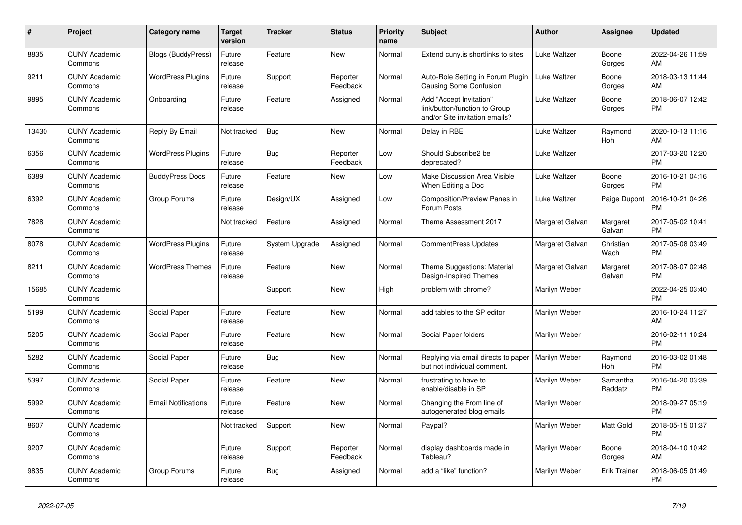| # | Project | Category name | Target version | Tracker | Status | Priority name | Subject | Author | Assignee | Updated |
|---|---|---|---|---|---|---|---|---|---|---|
| 8835 | CUNY Academic Commons | Blogs (BuddyPress) | Future release | Feature | New | Normal | Extend cuny.is shortlinks to sites | Luke Waltzer | Boone Gorges | 2022-04-26 11:59 AM |
| 9211 | CUNY Academic Commons | WordPress Plugins | Future release | Support | Reporter Feedback | Normal | Auto-Role Setting in Forum Plugin Causing Some Confusion | Luke Waltzer | Boone Gorges | 2018-03-13 11:44 AM |
| 9895 | CUNY Academic Commons | Onboarding | Future release | Feature | Assigned | Normal | Add "Accept Invitation" link/button/function to Group and/or Site invitation emails? | Luke Waltzer | Boone Gorges | 2018-06-07 12:42 PM |
| 13430 | CUNY Academic Commons | Reply By Email | Not tracked | Bug | New | Normal | Delay in RBE | Luke Waltzer | Raymond Hoh | 2020-10-13 11:16 AM |
| 6356 | CUNY Academic Commons | WordPress Plugins | Future release | Bug | Reporter Feedback | Low | Should Subscribe2 be deprecated? | Luke Waltzer | | 2017-03-20 12:20 PM |
| 6389 | CUNY Academic Commons | BuddyPress Docs | Future release | Feature | New | Low | Make Discussion Area Visible When Editing a Doc | Luke Waltzer | Boone Gorges | 2016-10-21 04:16 PM |
| 6392 | CUNY Academic Commons | Group Forums | Future release | Design/UX | Assigned | Low | Composition/Preview Panes in Forum Posts | Luke Waltzer | Paige Dupont | 2016-10-21 04:26 PM |
| 7828 | CUNY Academic Commons | | Not tracked | Feature | Assigned | Normal | Theme Assessment 2017 | Margaret Galvan | Margaret Galvan | 2017-05-02 10:41 PM |
| 8078 | CUNY Academic Commons | WordPress Plugins | Future release | System Upgrade | Assigned | Normal | CommentPress Updates | Margaret Galvan | Christian Wach | 2017-05-08 03:49 PM |
| 8211 | CUNY Academic Commons | WordPress Themes | Future release | Feature | New | Normal | Theme Suggestions: Material Design-Inspired Themes | Margaret Galvan | Margaret Galvan | 2017-08-07 02:48 PM |
| 15685 | CUNY Academic Commons | | | Support | New | High | problem with chrome? | Marilyn Weber | | 2022-04-25 03:40 PM |
| 5199 | CUNY Academic Commons | Social Paper | Future release | Feature | New | Normal | add tables to the SP editor | Marilyn Weber | | 2016-10-24 11:27 AM |
| 5205 | CUNY Academic Commons | Social Paper | Future release | Feature | New | Normal | Social Paper folders | Marilyn Weber | | 2016-02-11 10:24 PM |
| 5282 | CUNY Academic Commons | Social Paper | Future release | Bug | New | Normal | Replying via email directs to paper but not individual comment. | Marilyn Weber | Raymond Hoh | 2016-03-02 01:48 PM |
| 5397 | CUNY Academic Commons | Social Paper | Future release | Feature | New | Normal | frustrating to have to enable/disable in SP | Marilyn Weber | Samantha Raddatz | 2016-04-20 03:39 PM |
| 5992 | CUNY Academic Commons | Email Notifications | Future release | Feature | New | Normal | Changing the From line of autogenerated blog emails | Marilyn Weber | | 2018-09-27 05:19 PM |
| 8607 | CUNY Academic Commons | | Not tracked | Support | New | Normal | Paypal? | Marilyn Weber | Matt Gold | 2018-05-15 01:37 PM |
| 9207 | CUNY Academic Commons | | Future release | Support | Reporter Feedback | Normal | display dashboards made in Tableau? | Marilyn Weber | Boone Gorges | 2018-04-10 10:42 AM |
| 9835 | CUNY Academic Commons | Group Forums | Future release | Bug | Assigned | Normal | add a “like” function? | Marilyn Weber | Erik Trainer | 2018-06-05 01:49 PM |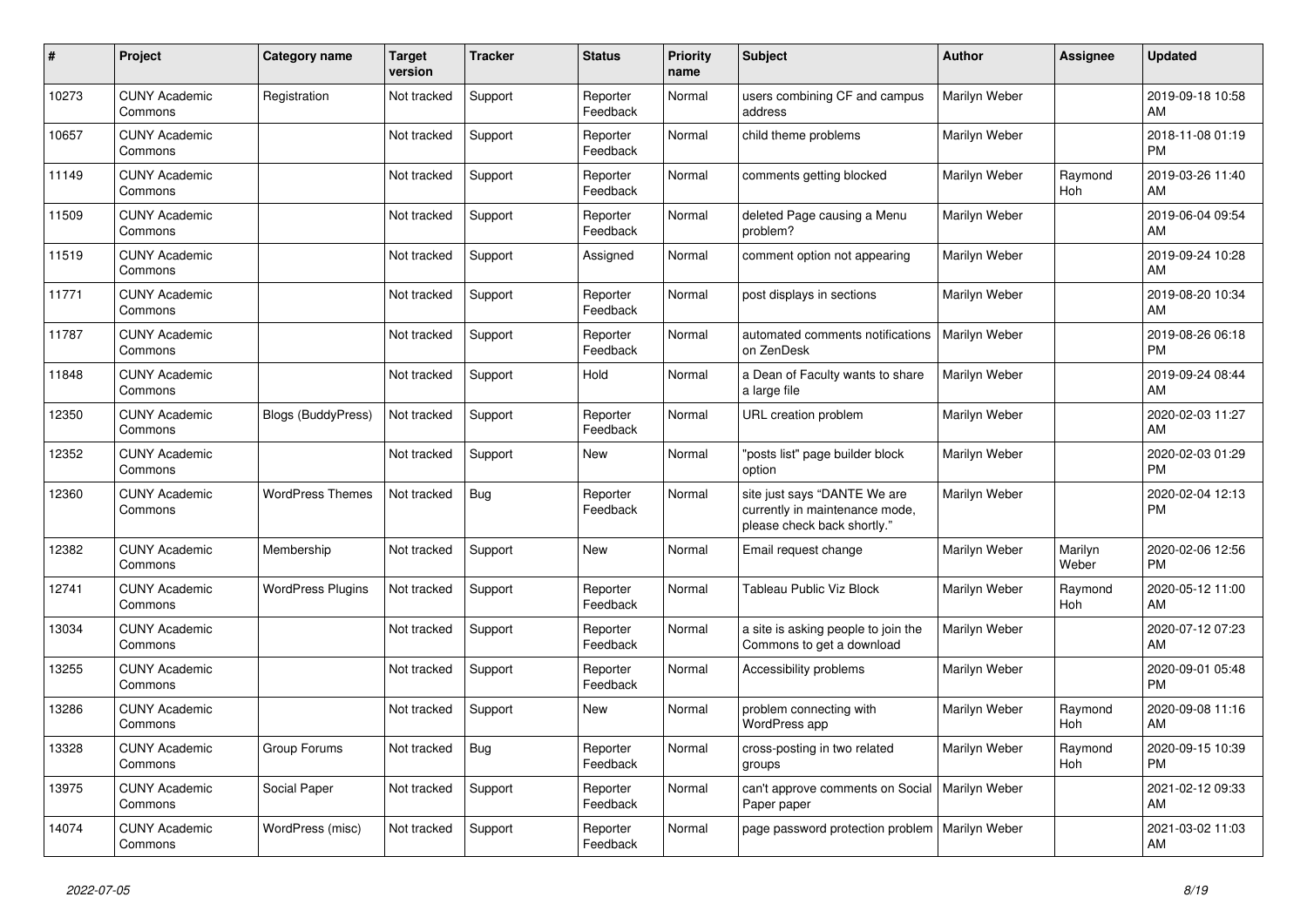| # | Project | Category name | Target version | Tracker | Status | Priority name | Subject | Author | Assignee | Updated |
|---|---|---|---|---|---|---|---|---|---|---|
| 10273 | CUNY Academic Commons | Registration | Not tracked | Support | Reporter Feedback | Normal | users combining CF and campus address | Marilyn Weber | | 2019-09-18 10:58 AM |
| 10657 | CUNY Academic Commons | | Not tracked | Support | Reporter Feedback | Normal | child theme problems | Marilyn Weber | | 2018-11-08 01:19 PM |
| 11149 | CUNY Academic Commons | | Not tracked | Support | Reporter Feedback | Normal | comments getting blocked | Marilyn Weber | Raymond Hoh | 2019-03-26 11:40 AM |
| 11509 | CUNY Academic Commons | | Not tracked | Support | Reporter Feedback | Normal | deleted Page causing a Menu problem? | Marilyn Weber | | 2019-06-04 09:54 AM |
| 11519 | CUNY Academic Commons | | Not tracked | Support | Assigned | Normal | comment option not appearing | Marilyn Weber | | 2019-09-24 10:28 AM |
| 11771 | CUNY Academic Commons | | Not tracked | Support | Reporter Feedback | Normal | post displays in sections | Marilyn Weber | | 2019-08-20 10:34 AM |
| 11787 | CUNY Academic Commons | | Not tracked | Support | Reporter Feedback | Normal | automated comments notifications on ZenDesk | Marilyn Weber | | 2019-08-26 06:18 PM |
| 11848 | CUNY Academic Commons | | Not tracked | Support | Hold | Normal | a Dean of Faculty wants to share a large file | Marilyn Weber | | 2019-09-24 08:44 AM |
| 12350 | CUNY Academic Commons | Blogs (BuddyPress) | Not tracked | Support | Reporter Feedback | Normal | URL creation problem | Marilyn Weber | | 2020-02-03 11:27 AM |
| 12352 | CUNY Academic Commons | | Not tracked | Support | New | Normal | "posts list" page builder block option | Marilyn Weber | | 2020-02-03 01:29 PM |
| 12360 | CUNY Academic Commons | WordPress Themes | Not tracked | Bug | Reporter Feedback | Normal | site just says "DANTE We are currently in maintenance mode, please check back shortly." | Marilyn Weber | | 2020-02-04 12:13 PM |
| 12382 | CUNY Academic Commons | Membership | Not tracked | Support | New | Normal | Email request change | Marilyn Weber | Marilyn Weber | 2020-02-06 12:56 PM |
| 12741 | CUNY Academic Commons | WordPress Plugins | Not tracked | Support | Reporter Feedback | Normal | Tableau Public Viz Block | Marilyn Weber | Raymond Hoh | 2020-05-12 11:00 AM |
| 13034 | CUNY Academic Commons | | Not tracked | Support | Reporter Feedback | Normal | a site is asking people to join the Commons to get a download | Marilyn Weber | | 2020-07-12 07:23 AM |
| 13255 | CUNY Academic Commons | | Not tracked | Support | Reporter Feedback | Normal | Accessibility problems | Marilyn Weber | | 2020-09-01 05:48 PM |
| 13286 | CUNY Academic Commons | | Not tracked | Support | New | Normal | problem connecting with WordPress app | Marilyn Weber | Raymond Hoh | 2020-09-08 11:16 AM |
| 13328 | CUNY Academic Commons | Group Forums | Not tracked | Bug | Reporter Feedback | Normal | cross-posting in two related groups | Marilyn Weber | Raymond Hoh | 2020-09-15 10:39 PM |
| 13975 | CUNY Academic Commons | Social Paper | Not tracked | Support | Reporter Feedback | Normal | can't approve comments on Social Paper paper | Marilyn Weber | | 2021-02-12 09:33 AM |
| 14074 | CUNY Academic Commons | WordPress (misc) | Not tracked | Support | Reporter Feedback | Normal | page password protection problem | Marilyn Weber | | 2021-03-02 11:03 AM |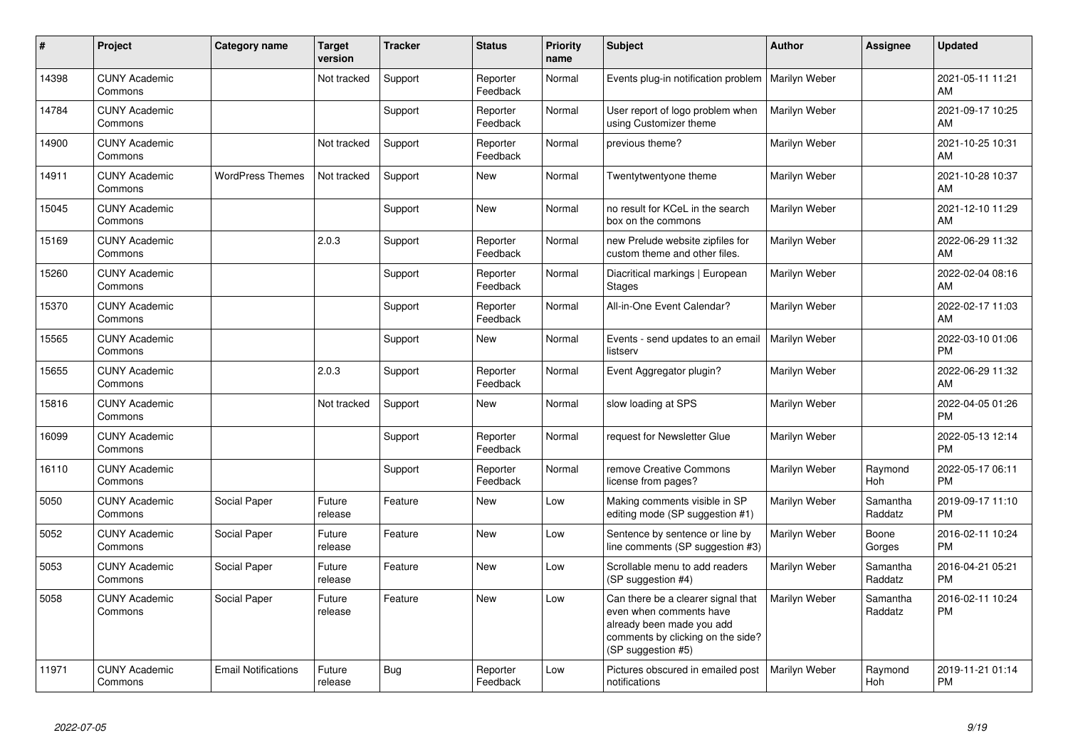| # | Project | Category name | Target version | Tracker | Status | Priority name | Subject | Author | Assignee | Updated |
|---|---|---|---|---|---|---|---|---|---|---|
| 14398 | CUNY Academic Commons | | Not tracked | Support | Reporter Feedback | Normal | Events plug-in notification problem | Marilyn Weber | | 2021-05-11 11:21 AM |
| 14784 | CUNY Academic Commons | | | Support | Reporter Feedback | Normal | User report of logo problem when using Customizer theme | Marilyn Weber | | 2021-09-17 10:25 AM |
| 14900 | CUNY Academic Commons | | Not tracked | Support | Reporter Feedback | Normal | previous theme? | Marilyn Weber | | 2021-10-25 10:31 AM |
| 14911 | CUNY Academic Commons | WordPress Themes | Not tracked | Support | New | Normal | Twentytwentyone theme | Marilyn Weber | | 2021-10-28 10:37 AM |
| 15045 | CUNY Academic Commons | | | Support | New | Normal | no result for KCeL in the search box on the commons | Marilyn Weber | | 2021-12-10 11:29 AM |
| 15169 | CUNY Academic Commons | | 2.0.3 | Support | Reporter Feedback | Normal | new Prelude website zipfiles for custom theme and other files. | Marilyn Weber | | 2022-06-29 11:32 AM |
| 15260 | CUNY Academic Commons | | | Support | Reporter Feedback | Normal | Diacritical markings \| European Stages | Marilyn Weber | | 2022-02-04 08:16 AM |
| 15370 | CUNY Academic Commons | | | Support | Reporter Feedback | Normal | All-in-One Event Calendar? | Marilyn Weber | | 2022-02-17 11:03 AM |
| 15565 | CUNY Academic Commons | | | Support | New | Normal | Events - send updates to an email listserv | Marilyn Weber | | 2022-03-10 01:06 PM |
| 15655 | CUNY Academic Commons | | 2.0.3 | Support | Reporter Feedback | Normal | Event Aggregator plugin? | Marilyn Weber | | 2022-06-29 11:32 AM |
| 15816 | CUNY Academic Commons | | Not tracked | Support | New | Normal | slow loading at SPS | Marilyn Weber | | 2022-04-05 01:26 PM |
| 16099 | CUNY Academic Commons | | | Support | Reporter Feedback | Normal | request for Newsletter Glue | Marilyn Weber | | 2022-05-13 12:14 PM |
| 16110 | CUNY Academic Commons | | | Support | Reporter Feedback | Normal | remove Creative Commons license from pages? | Marilyn Weber | Raymond Hoh | 2022-05-17 06:11 PM |
| 5050 | CUNY Academic Commons | Social Paper | Future release | Feature | New | Low | Making comments visible in SP editing mode (SP suggestion #1) | Marilyn Weber | Samantha Raddatz | 2019-09-17 11:10 PM |
| 5052 | CUNY Academic Commons | Social Paper | Future release | Feature | New | Low | Sentence by sentence or line by line comments (SP suggestion #3) | Marilyn Weber | Boone Gorges | 2016-02-11 10:24 PM |
| 5053 | CUNY Academic Commons | Social Paper | Future release | Feature | New | Low | Scrollable menu to add readers (SP suggestion #4) | Marilyn Weber | Samantha Raddatz | 2016-04-21 05:21 PM |
| 5058 | CUNY Academic Commons | Social Paper | Future release | Feature | New | Low | Can there be a clearer signal that even when comments have already been made you add comments by clicking on the side? (SP suggestion #5) | Marilyn Weber | Samantha Raddatz | 2016-02-11 10:24 PM |
| 11971 | CUNY Academic Commons | Email Notifications | Future release | Bug | Reporter Feedback | Low | Pictures obscured in emailed post notifications | Marilyn Weber | Raymond Hoh | 2019-11-21 01:14 PM |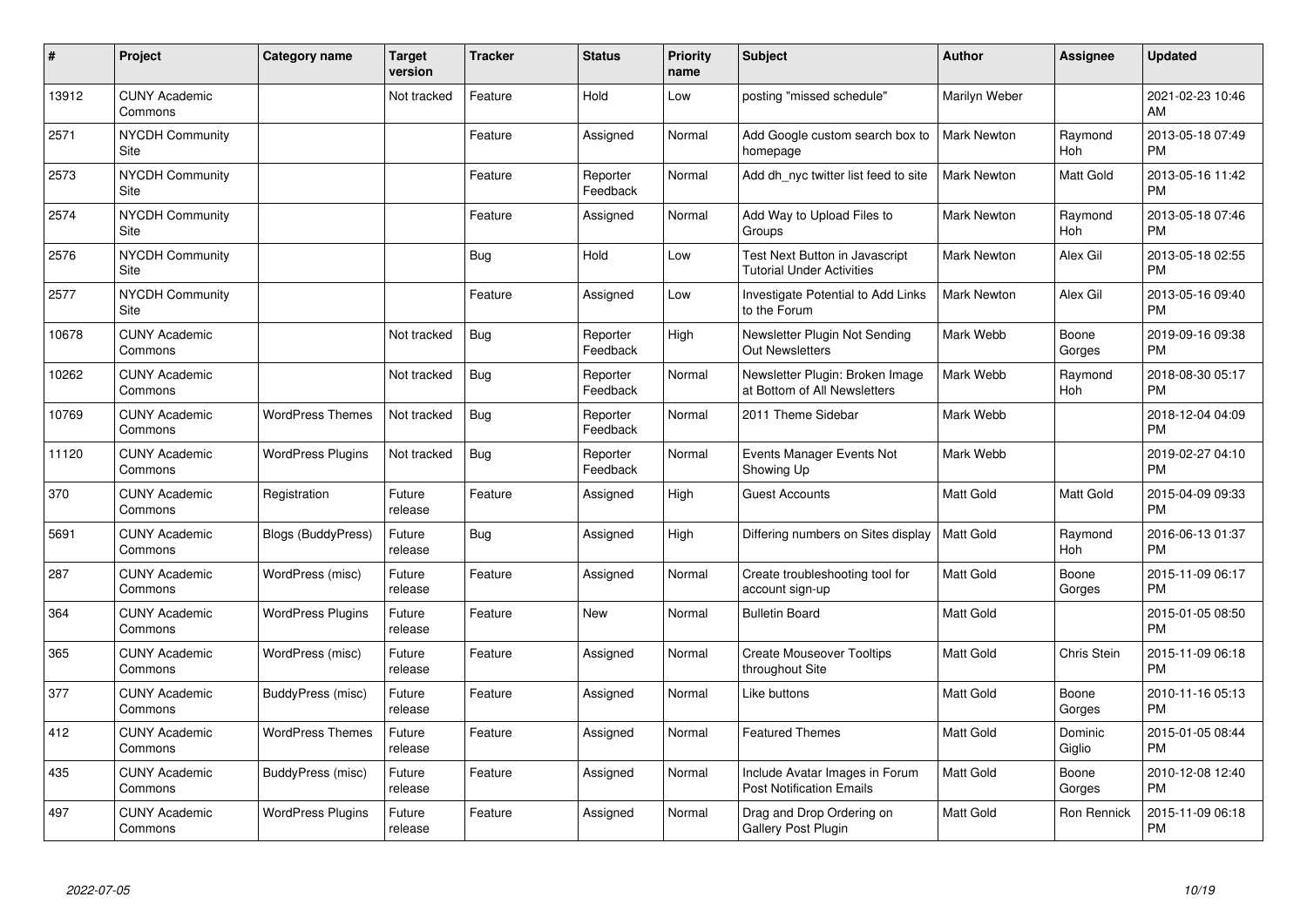| # | Project | Category name | Target version | Tracker | Status | Priority name | Subject | Author | Assignee | Updated |
|---|---|---|---|---|---|---|---|---|---|---|
| 13912 | CUNY Academic Commons | | Not tracked | Feature | Hold | Low | posting "missed schedule" | Marilyn Weber | | 2021-02-23 10:46 AM |
| 2571 | NYCDH Community Site | | | Feature | Assigned | Normal | Add Google custom search box to homepage | Mark Newton | Raymond Hoh | 2013-05-18 07:49 PM |
| 2573 | NYCDH Community Site | | | Feature | Reporter Feedback | Normal | Add dh_nyc twitter list feed to site | Mark Newton | Matt Gold | 2013-05-16 11:42 PM |
| 2574 | NYCDH Community Site | | | Feature | Assigned | Normal | Add Way to Upload Files to Groups | Mark Newton | Raymond Hoh | 2013-05-18 07:46 PM |
| 2576 | NYCDH Community Site | | | Bug | Hold | Low | Test Next Button in Javascript Tutorial Under Activities | Mark Newton | Alex Gil | 2013-05-18 02:55 PM |
| 2577 | NYCDH Community Site | | | Feature | Assigned | Low | Investigate Potential to Add Links to the Forum | Mark Newton | Alex Gil | 2013-05-16 09:40 PM |
| 10678 | CUNY Academic Commons | | Not tracked | Bug | Reporter Feedback | High | Newsletter Plugin Not Sending Out Newsletters | Mark Webb | Boone Gorges | 2019-09-16 09:38 PM |
| 10262 | CUNY Academic Commons | | Not tracked | Bug | Reporter Feedback | Normal | Newsletter Plugin: Broken Image at Bottom of All Newsletters | Mark Webb | Raymond Hoh | 2018-08-30 05:17 PM |
| 10769 | CUNY Academic Commons | WordPress Themes | Not tracked | Bug | Reporter Feedback | Normal | 2011 Theme Sidebar | Mark Webb | | 2018-12-04 04:09 PM |
| 11120 | CUNY Academic Commons | WordPress Plugins | Not tracked | Bug | Reporter Feedback | Normal | Events Manager Events Not Showing Up | Mark Webb | | 2019-02-27 04:10 PM |
| 370 | CUNY Academic Commons | Registration | Future release | Feature | Assigned | High | Guest Accounts | Matt Gold | Matt Gold | 2015-04-09 09:33 PM |
| 5691 | CUNY Academic Commons | Blogs (BuddyPress) | Future release | Bug | Assigned | High | Differing numbers on Sites display | Matt Gold | Raymond Hoh | 2016-06-13 01:37 PM |
| 287 | CUNY Academic Commons | WordPress (misc) | Future release | Feature | Assigned | Normal | Create troubleshooting tool for account sign-up | Matt Gold | Boone Gorges | 2015-11-09 06:17 PM |
| 364 | CUNY Academic Commons | WordPress Plugins | Future release | Feature | New | Normal | Bulletin Board | Matt Gold | | 2015-01-05 08:50 PM |
| 365 | CUNY Academic Commons | WordPress (misc) | Future release | Feature | Assigned | Normal | Create Mouseover Tooltips throughout Site | Matt Gold | Chris Stein | 2015-11-09 06:18 PM |
| 377 | CUNY Academic Commons | BuddyPress (misc) | Future release | Feature | Assigned | Normal | Like buttons | Matt Gold | Boone Gorges | 2010-11-16 05:13 PM |
| 412 | CUNY Academic Commons | WordPress Themes | Future release | Feature | Assigned | Normal | Featured Themes | Matt Gold | Dominic Giglio | 2015-01-05 08:44 PM |
| 435 | CUNY Academic Commons | BuddyPress (misc) | Future release | Feature | Assigned | Normal | Include Avatar Images in Forum Post Notification Emails | Matt Gold | Boone Gorges | 2010-12-08 12:40 PM |
| 497 | CUNY Academic Commons | WordPress Plugins | Future release | Feature | Assigned | Normal | Drag and Drop Ordering on Gallery Post Plugin | Matt Gold | Ron Rennick | 2015-11-09 06:18 PM |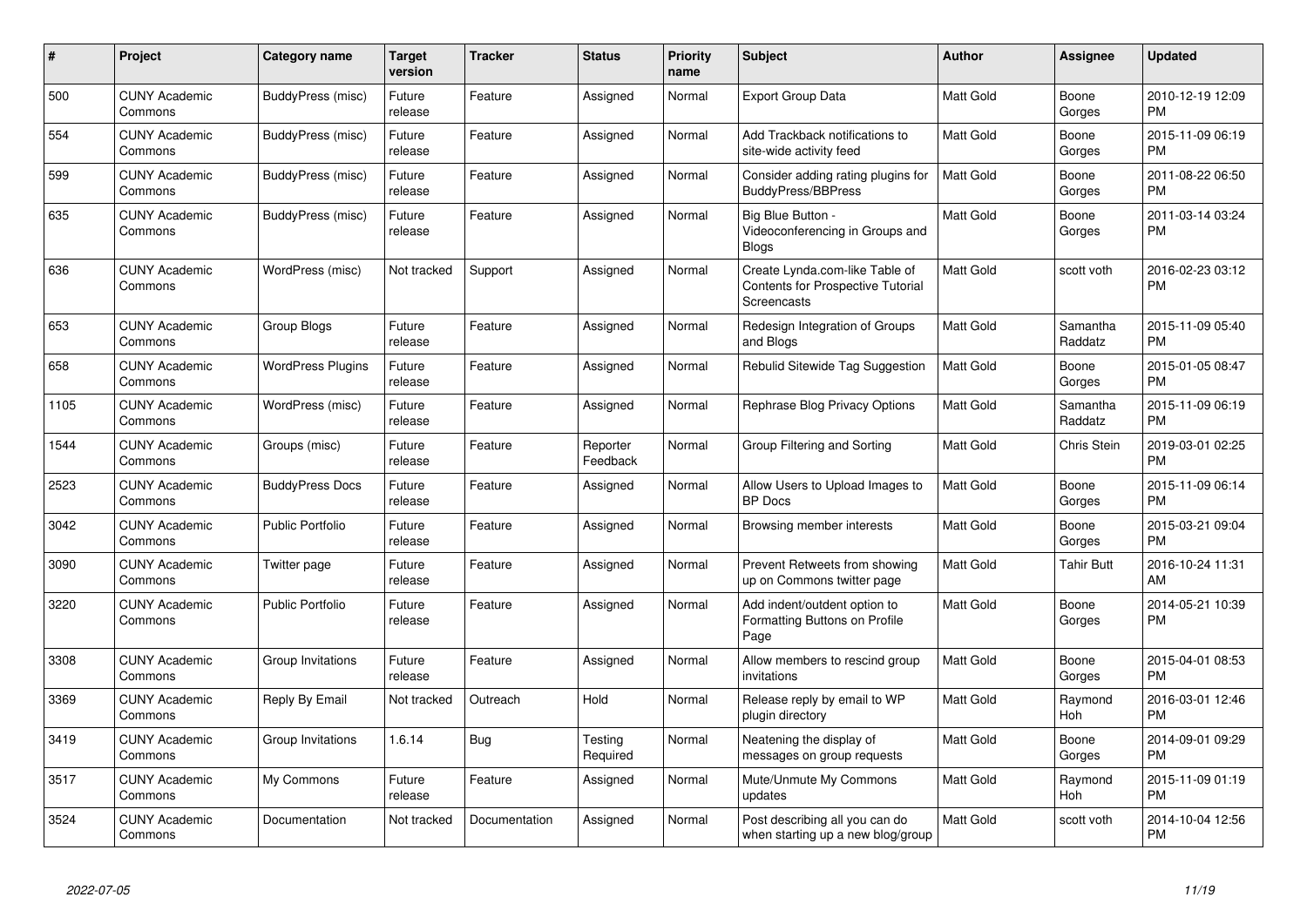| # | Project | Category name | Target version | Tracker | Status | Priority name | Subject | Author | Assignee | Updated |
|---|---|---|---|---|---|---|---|---|---|---|
| 500 | CUNY Academic Commons | BuddyPress (misc) | Future release | Feature | Assigned | Normal | Export Group Data | Matt Gold | Boone Gorges | 2010-12-19 12:09 PM |
| 554 | CUNY Academic Commons | BuddyPress (misc) | Future release | Feature | Assigned | Normal | Add Trackback notifications to site-wide activity feed | Matt Gold | Boone Gorges | 2015-11-09 06:19 PM |
| 599 | CUNY Academic Commons | BuddyPress (misc) | Future release | Feature | Assigned | Normal | Consider adding rating plugins for BuddyPress/BBPress | Matt Gold | Boone Gorges | 2011-08-22 06:50 PM |
| 635 | CUNY Academic Commons | BuddyPress (misc) | Future release | Feature | Assigned | Normal | Big Blue Button - Videoconferencing in Groups and Blogs | Matt Gold | Boone Gorges | 2011-03-14 03:24 PM |
| 636 | CUNY Academic Commons | WordPress (misc) | Not tracked | Support | Assigned | Normal | Create Lynda.com-like Table of Contents for Prospective Tutorial Screencasts | Matt Gold | scott voth | 2016-02-23 03:12 PM |
| 653 | CUNY Academic Commons | Group Blogs | Future release | Feature | Assigned | Normal | Redesign Integration of Groups and Blogs | Matt Gold | Samantha Raddatz | 2015-11-09 05:40 PM |
| 658 | CUNY Academic Commons | WordPress Plugins | Future release | Feature | Assigned | Normal | Rebulid Sitewide Tag Suggestion | Matt Gold | Boone Gorges | 2015-01-05 08:47 PM |
| 1105 | CUNY Academic Commons | WordPress (misc) | Future release | Feature | Assigned | Normal | Rephrase Blog Privacy Options | Matt Gold | Samantha Raddatz | 2015-11-09 06:19 PM |
| 1544 | CUNY Academic Commons | Groups (misc) | Future release | Feature | Reporter Feedback | Normal | Group Filtering and Sorting | Matt Gold | Chris Stein | 2019-03-01 02:25 PM |
| 2523 | CUNY Academic Commons | BuddyPress Docs | Future release | Feature | Assigned | Normal | Allow Users to Upload Images to BP Docs | Matt Gold | Boone Gorges | 2015-11-09 06:14 PM |
| 3042 | CUNY Academic Commons | Public Portfolio | Future release | Feature | Assigned | Normal | Browsing member interests | Matt Gold | Boone Gorges | 2015-03-21 09:04 PM |
| 3090 | CUNY Academic Commons | Twitter page | Future release | Feature | Assigned | Normal | Prevent Retweets from showing up on Commons twitter page | Matt Gold | Tahir Butt | 2016-10-24 11:31 AM |
| 3220 | CUNY Academic Commons | Public Portfolio | Future release | Feature | Assigned | Normal | Add indent/outdent option to Formatting Buttons on Profile Page | Matt Gold | Boone Gorges | 2014-05-21 10:39 PM |
| 3308 | CUNY Academic Commons | Group Invitations | Future release | Feature | Assigned | Normal | Allow members to rescind group invitations | Matt Gold | Boone Gorges | 2015-04-01 08:53 PM |
| 3369 | CUNY Academic Commons | Reply By Email | Not tracked | Outreach | Hold | Normal | Release reply by email to WP plugin directory | Matt Gold | Raymond Hoh | 2016-03-01 12:46 PM |
| 3419 | CUNY Academic Commons | Group Invitations | 1.6.14 | Bug | Testing Required | Normal | Neatening the display of messages on group requests | Matt Gold | Boone Gorges | 2014-09-01 09:29 PM |
| 3517 | CUNY Academic Commons | My Commons | Future release | Feature | Assigned | Normal | Mute/Unmute My Commons updates | Matt Gold | Raymond Hoh | 2015-11-09 01:19 PM |
| 3524 | CUNY Academic Commons | Documentation | Not tracked | Documentation | Assigned | Normal | Post describing all you can do when starting up a new blog/group | Matt Gold | scott voth | 2014-10-04 12:56 PM |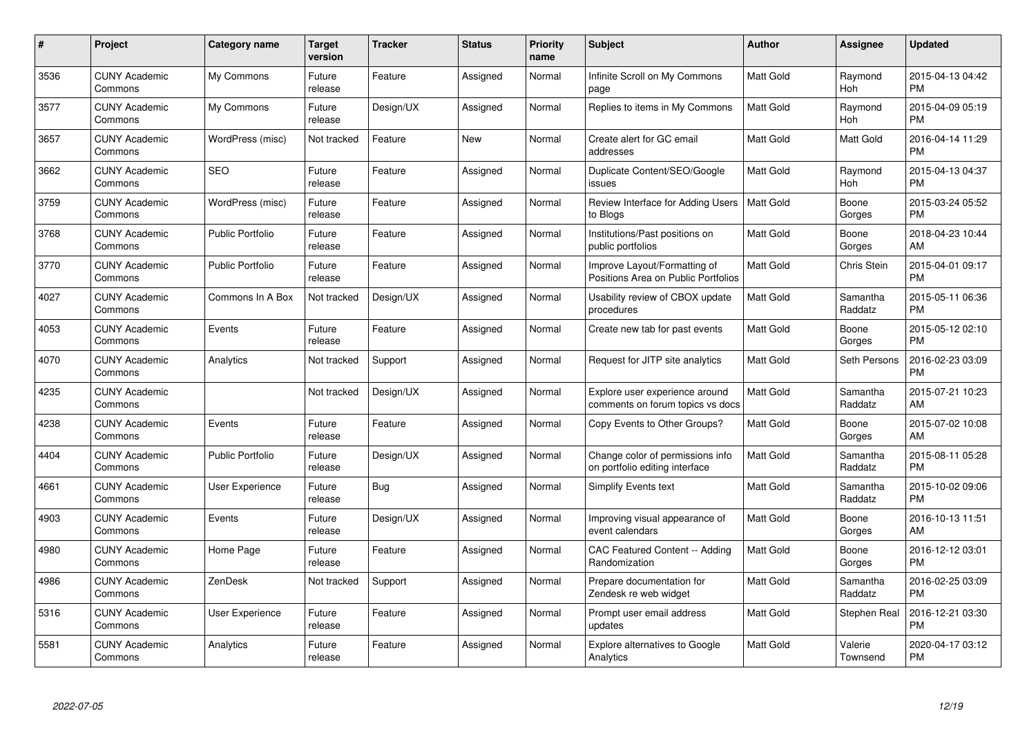| # | Project | Category name | Target version | Tracker | Status | Priority name | Subject | Author | Assignee | Updated |
|---|---|---|---|---|---|---|---|---|---|---|
| 3536 | CUNY Academic Commons | My Commons | Future release | Feature | Assigned | Normal | Infinite Scroll on My Commons page | Matt Gold | Raymond Hoh | 2015-04-13 04:42 PM |
| 3577 | CUNY Academic Commons | My Commons | Future release | Design/UX | Assigned | Normal | Replies to items in My Commons | Matt Gold | Raymond Hoh | 2015-04-09 05:19 PM |
| 3657 | CUNY Academic Commons | WordPress (misc) | Not tracked | Feature | New | Normal | Create alert for GC email addresses | Matt Gold | Matt Gold | 2016-04-14 11:29 PM |
| 3662 | CUNY Academic Commons | SEO | Future release | Feature | Assigned | Normal | Duplicate Content/SEO/Google issues | Matt Gold | Raymond Hoh | 2015-04-13 04:37 PM |
| 3759 | CUNY Academic Commons | WordPress (misc) | Future release | Feature | Assigned | Normal | Review Interface for Adding Users to Blogs | Matt Gold | Boone Gorges | 2015-03-24 05:52 PM |
| 3768 | CUNY Academic Commons | Public Portfolio | Future release | Feature | Assigned | Normal | Institutions/Past positions on public portfolios | Matt Gold | Boone Gorges | 2018-04-23 10:44 AM |
| 3770 | CUNY Academic Commons | Public Portfolio | Future release | Feature | Assigned | Normal | Improve Layout/Formatting of Positions Area on Public Portfolios | Matt Gold | Chris Stein | 2015-04-01 09:17 PM |
| 4027 | CUNY Academic Commons | Commons In A Box | Not tracked | Design/UX | Assigned | Normal | Usability review of CBOX update procedures | Matt Gold | Samantha Raddatz | 2015-05-11 06:36 PM |
| 4053 | CUNY Academic Commons | Events | Future release | Feature | Assigned | Normal | Create new tab for past events | Matt Gold | Boone Gorges | 2015-05-12 02:10 PM |
| 4070 | CUNY Academic Commons | Analytics | Not tracked | Support | Assigned | Normal | Request for JITP site analytics | Matt Gold | Seth Persons | 2016-02-23 03:09 PM |
| 4235 | CUNY Academic Commons | | Not tracked | Design/UX | Assigned | Normal | Explore user experience around comments on forum topics vs docs | Matt Gold | Samantha Raddatz | 2015-07-21 10:23 AM |
| 4238 | CUNY Academic Commons | Events | Future release | Feature | Assigned | Normal | Copy Events to Other Groups? | Matt Gold | Boone Gorges | 2015-07-02 10:08 AM |
| 4404 | CUNY Academic Commons | Public Portfolio | Future release | Design/UX | Assigned | Normal | Change color of permissions info on portfolio editing interface | Matt Gold | Samantha Raddatz | 2015-08-11 05:28 PM |
| 4661 | CUNY Academic Commons | User Experience | Future release | Bug | Assigned | Normal | Simplify Events text | Matt Gold | Samantha Raddatz | 2015-10-02 09:06 PM |
| 4903 | CUNY Academic Commons | Events | Future release | Design/UX | Assigned | Normal | Improving visual appearance of event calendars | Matt Gold | Boone Gorges | 2016-10-13 11:51 AM |
| 4980 | CUNY Academic Commons | Home Page | Future release | Feature | Assigned | Normal | CAC Featured Content -- Adding Randomization | Matt Gold | Boone Gorges | 2016-12-12 03:01 PM |
| 4986 | CUNY Academic Commons | ZenDesk | Not tracked | Support | Assigned | Normal | Prepare documentation for Zendesk re web widget | Matt Gold | Samantha Raddatz | 2016-02-25 03:09 PM |
| 5316 | CUNY Academic Commons | User Experience | Future release | Feature | Assigned | Normal | Prompt user email address updates | Matt Gold | Stephen Real | 2016-12-21 03:30 PM |
| 5581 | CUNY Academic Commons | Analytics | Future release | Feature | Assigned | Normal | Explore alternatives to Google Analytics | Matt Gold | Valerie Townsend | 2020-04-17 03:12 PM |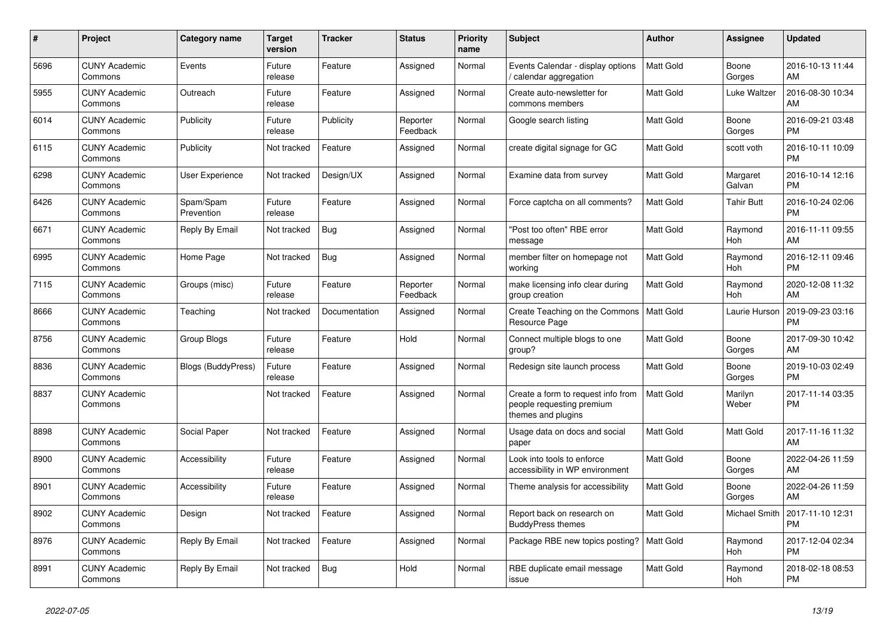| # | Project | Category name | Target version | Tracker | Status | Priority name | Subject | Author | Assignee | Updated |
|---|---|---|---|---|---|---|---|---|---|---|
| 5696 | CUNY Academic Commons | Events | Future release | Feature | Assigned | Normal | Events Calendar - display options / calendar aggregation | Matt Gold | Boone Gorges | 2016-10-13 11:44 AM |
| 5955 | CUNY Academic Commons | Outreach | Future release | Feature | Assigned | Normal | Create auto-newsletter for commons members | Matt Gold | Luke Waltzer | 2016-08-30 10:34 AM |
| 6014 | CUNY Academic Commons | Publicity | Future release | Publicity | Reporter Feedback | Normal | Google search listing | Matt Gold | Boone Gorges | 2016-09-21 03:48 PM |
| 6115 | CUNY Academic Commons | Publicity | Not tracked | Feature | Assigned | Normal | create digital signage for GC | Matt Gold | scott voth | 2016-10-11 10:09 PM |
| 6298 | CUNY Academic Commons | User Experience | Not tracked | Design/UX | Assigned | Normal | Examine data from survey | Matt Gold | Margaret Galvan | 2016-10-14 12:16 PM |
| 6426 | CUNY Academic Commons | Spam/Spam Prevention | Future release | Feature | Assigned | Normal | Force captcha on all comments? | Matt Gold | Tahir Butt | 2016-10-24 02:06 PM |
| 6671 | CUNY Academic Commons | Reply By Email | Not tracked | Bug | Assigned | Normal | "Post too often" RBE error message | Matt Gold | Raymond Hoh | 2016-11-11 09:55 AM |
| 6995 | CUNY Academic Commons | Home Page | Not tracked | Bug | Assigned | Normal | member filter on homepage not working | Matt Gold | Raymond Hoh | 2016-12-11 09:46 PM |
| 7115 | CUNY Academic Commons | Groups (misc) | Future release | Feature | Reporter Feedback | Normal | make licensing info clear during group creation | Matt Gold | Raymond Hoh | 2020-12-08 11:32 AM |
| 8666 | CUNY Academic Commons | Teaching | Not tracked | Documentation | Assigned | Normal | Create Teaching on the Commons Resource Page | Matt Gold | Laurie Hurson | 2019-09-23 03:16 PM |
| 8756 | CUNY Academic Commons | Group Blogs | Future release | Feature | Hold | Normal | Connect multiple blogs to one group? | Matt Gold | Boone Gorges | 2017-09-30 10:42 AM |
| 8836 | CUNY Academic Commons | Blogs (BuddyPress) | Future release | Feature | Assigned | Normal | Redesign site launch process | Matt Gold | Boone Gorges | 2019-10-03 02:49 PM |
| 8837 | CUNY Academic Commons | | Not tracked | Feature | Assigned | Normal | Create a form to request info from people requesting premium themes and plugins | Matt Gold | Marilyn Weber | 2017-11-14 03:35 PM |
| 8898 | CUNY Academic Commons | Social Paper | Not tracked | Feature | Assigned | Normal | Usage data on docs and social paper | Matt Gold | Matt Gold | 2017-11-16 11:32 AM |
| 8900 | CUNY Academic Commons | Accessibility | Future release | Feature | Assigned | Normal | Look into tools to enforce accessibility in WP environment | Matt Gold | Boone Gorges | 2022-04-26 11:59 AM |
| 8901 | CUNY Academic Commons | Accessibility | Future release | Feature | Assigned | Normal | Theme analysis for accessibility | Matt Gold | Boone Gorges | 2022-04-26 11:59 AM |
| 8902 | CUNY Academic Commons | Design | Not tracked | Feature | Assigned | Normal | Report back on research on BuddyPress themes | Matt Gold | Michael Smith | 2017-11-10 12:31 PM |
| 8976 | CUNY Academic Commons | Reply By Email | Not tracked | Feature | Assigned | Normal | Package RBE new topics posting? | Matt Gold | Raymond Hoh | 2017-12-04 02:34 PM |
| 8991 | CUNY Academic Commons | Reply By Email | Not tracked | Bug | Hold | Normal | RBE duplicate email message issue | Matt Gold | Raymond Hoh | 2018-02-18 08:53 PM |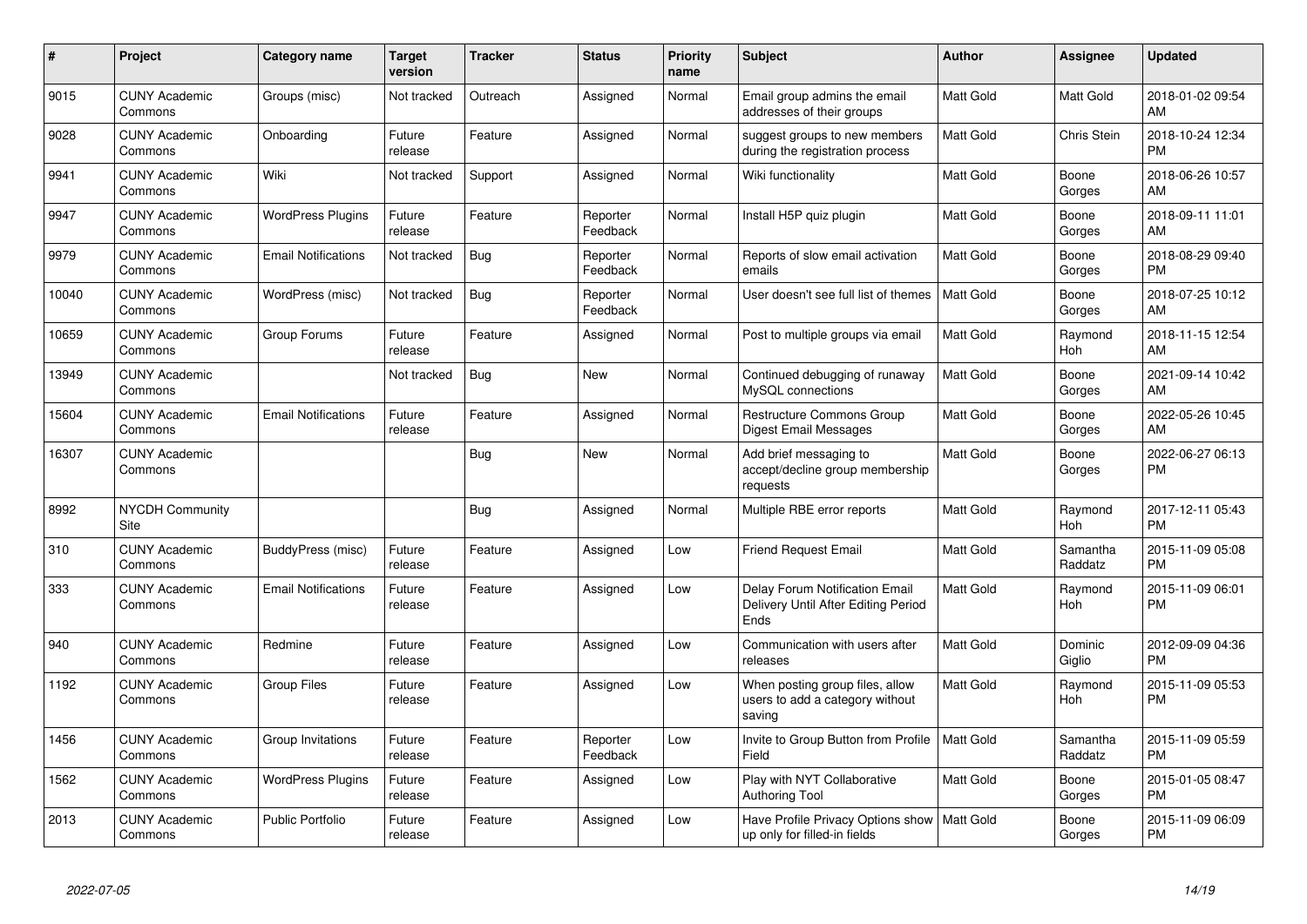| # | Project | Category name | Target version | Tracker | Status | Priority name | Subject | Author | Assignee | Updated |
|---|---|---|---|---|---|---|---|---|---|---|
| 9015 | CUNY Academic Commons | Groups (misc) | Not tracked | Outreach | Assigned | Normal | Email group admins the email addresses of their groups | Matt Gold | Matt Gold | 2018-01-02 09:54 AM |
| 9028 | CUNY Academic Commons | Onboarding | Future release | Feature | Assigned | Normal | suggest groups to new members during the registration process | Matt Gold | Chris Stein | 2018-10-24 12:34 PM |
| 9941 | CUNY Academic Commons | Wiki | Not tracked | Support | Assigned | Normal | Wiki functionality | Matt Gold | Boone Gorges | 2018-06-26 10:57 AM |
| 9947 | CUNY Academic Commons | WordPress Plugins | Future release | Feature | Reporter Feedback | Normal | Install H5P quiz plugin | Matt Gold | Boone Gorges | 2018-09-11 11:01 AM |
| 9979 | CUNY Academic Commons | Email Notifications | Not tracked | Bug | Reporter Feedback | Normal | Reports of slow email activation emails | Matt Gold | Boone Gorges | 2018-08-29 09:40 PM |
| 10040 | CUNY Academic Commons | WordPress (misc) | Not tracked | Bug | Reporter Feedback | Normal | User doesn't see full list of themes | Matt Gold | Boone Gorges | 2018-07-25 10:12 AM |
| 10659 | CUNY Academic Commons | Group Forums | Future release | Feature | Assigned | Normal | Post to multiple groups via email | Matt Gold | Raymond Hoh | 2018-11-15 12:54 AM |
| 13949 | CUNY Academic Commons | | Not tracked | Bug | New | Normal | Continued debugging of runaway MySQL connections | Matt Gold | Boone Gorges | 2021-09-14 10:42 AM |
| 15604 | CUNY Academic Commons | Email Notifications | Future release | Feature | Assigned | Normal | Restructure Commons Group Digest Email Messages | Matt Gold | Boone Gorges | 2022-05-26 10:45 AM |
| 16307 | CUNY Academic Commons | | | Bug | New | Normal | Add brief messaging to accept/decline group membership requests | Matt Gold | Boone Gorges | 2022-06-27 06:13 PM |
| 8992 | NYCDH Community Site | | | Bug | Assigned | Normal | Multiple RBE error reports | Matt Gold | Raymond Hoh | 2017-12-11 05:43 PM |
| 310 | CUNY Academic Commons | BuddyPress (misc) | Future release | Feature | Assigned | Low | Friend Request Email | Matt Gold | Samantha Raddatz | 2015-11-09 05:08 PM |
| 333 | CUNY Academic Commons | Email Notifications | Future release | Feature | Assigned | Low | Delay Forum Notification Email Delivery Until After Editing Period Ends | Matt Gold | Raymond Hoh | 2015-11-09 06:01 PM |
| 940 | CUNY Academic Commons | Redmine | Future release | Feature | Assigned | Low | Communication with users after releases | Matt Gold | Dominic Giglio | 2012-09-09 04:36 PM |
| 1192 | CUNY Academic Commons | Group Files | Future release | Feature | Assigned | Low | When posting group files, allow users to add a category without saving | Matt Gold | Raymond Hoh | 2015-11-09 05:53 PM |
| 1456 | CUNY Academic Commons | Group Invitations | Future release | Feature | Reporter Feedback | Low | Invite to Group Button from Profile Field | Matt Gold | Samantha Raddatz | 2015-11-09 05:59 PM |
| 1562 | CUNY Academic Commons | WordPress Plugins | Future release | Feature | Assigned | Low | Play with NYT Collaborative Authoring Tool | Matt Gold | Boone Gorges | 2015-01-05 08:47 PM |
| 2013 | CUNY Academic Commons | Public Portfolio | Future release | Feature | Assigned | Low | Have Profile Privacy Options show up only for filled-in fields | Matt Gold | Boone Gorges | 2015-11-09 06:09 PM |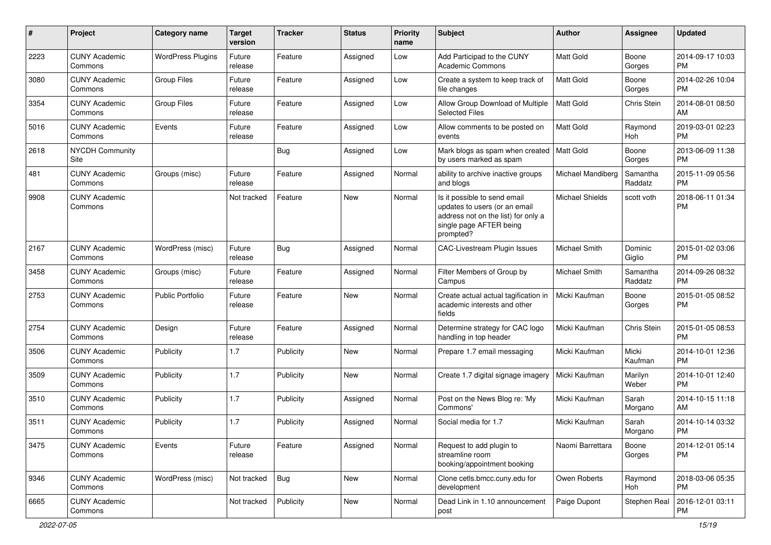| # | Project | Category name | Target version | Tracker | Status | Priority name | Subject | Author | Assignee | Updated |
|---|---|---|---|---|---|---|---|---|---|---|
| 2223 | CUNY Academic Commons | WordPress Plugins | Future release | Feature | Assigned | Low | Add Participad to the CUNY Academic Commons | Matt Gold | Boone Gorges | 2014-09-17 10:03 PM |
| 3080 | CUNY Academic Commons | Group Files | Future release | Feature | Assigned | Low | Create a system to keep track of file changes | Matt Gold | Boone Gorges | 2014-02-26 10:04 PM |
| 3354 | CUNY Academic Commons | Group Files | Future release | Feature | Assigned | Low | Allow Group Download of Multiple Selected Files | Matt Gold | Chris Stein | 2014-08-01 08:50 AM |
| 5016 | CUNY Academic Commons | Events | Future release | Feature | Assigned | Low | Allow comments to be posted on events | Matt Gold | Raymond Hoh | 2019-03-01 02:23 PM |
| 2618 | NYCDH Community Site | | | Bug | Assigned | Low | Mark blogs as spam when created by users marked as spam | Matt Gold | Boone Gorges | 2013-06-09 11:38 PM |
| 481 | CUNY Academic Commons | Groups (misc) | Future release | Feature | Assigned | Normal | ability to archive inactive groups and blogs | Michael Mandiberg | Samantha Raddatz | 2015-11-09 05:56 PM |
| 9908 | CUNY Academic Commons | | Not tracked | Feature | New | Normal | Is it possible to send email updates to users (or an email address not on the list) for only a single page AFTER being prompted? | Michael Shields | scott voth | 2018-06-11 01:34 PM |
| 2167 | CUNY Academic Commons | WordPress (misc) | Future release | Bug | Assigned | Normal | CAC-Livestream Plugin Issues | Michael Smith | Dominic Giglio | 2015-01-02 03:06 PM |
| 3458 | CUNY Academic Commons | Groups (misc) | Future release | Feature | Assigned | Normal | Filter Members of Group by Campus | Michael Smith | Samantha Raddatz | 2014-09-26 08:32 PM |
| 2753 | CUNY Academic Commons | Public Portfolio | Future release | Feature | New | Normal | Create actual actual tagification in academic interests and other fields | Micki Kaufman | Boone Gorges | 2015-01-05 08:52 PM |
| 2754 | CUNY Academic Commons | Design | Future release | Feature | Assigned | Normal | Determine strategy for CAC logo handling in top header | Micki Kaufman | Chris Stein | 2015-01-05 08:53 PM |
| 3506 | CUNY Academic Commons | Publicity | 1.7 | Publicity | New | Normal | Prepare 1.7 email messaging | Micki Kaufman | Micki Kaufman | 2014-10-01 12:36 PM |
| 3509 | CUNY Academic Commons | Publicity | 1.7 | Publicity | New | Normal | Create 1.7 digital signage imagery | Micki Kaufman | Marilyn Weber | 2014-10-01 12:40 PM |
| 3510 | CUNY Academic Commons | Publicity | 1.7 | Publicity | Assigned | Normal | Post on the News Blog re: 'My Commons' | Micki Kaufman | Sarah Morgano | 2014-10-15 11:18 AM |
| 3511 | CUNY Academic Commons | Publicity | 1.7 | Publicity | Assigned | Normal | Social media for 1.7 | Micki Kaufman | Sarah Morgano | 2014-10-14 03:32 PM |
| 3475 | CUNY Academic Commons | Events | Future release | Feature | Assigned | Normal | Request to add plugin to streamline room booking/appointment booking | Naomi Barrettara | Boone Gorges | 2014-12-01 05:14 PM |
| 9346 | CUNY Academic Commons | WordPress (misc) | Not tracked | Bug | New | Normal | Clone cetls.bmcc.cuny.edu for development | Owen Roberts | Raymond Hoh | 2018-03-06 05:35 PM |
| 6665 | CUNY Academic Commons | | Not tracked | Publicity | New | Normal | Dead Link in 1.10 announcement post | Paige Dupont | Stephen Real | 2016-12-01 03:11 PM |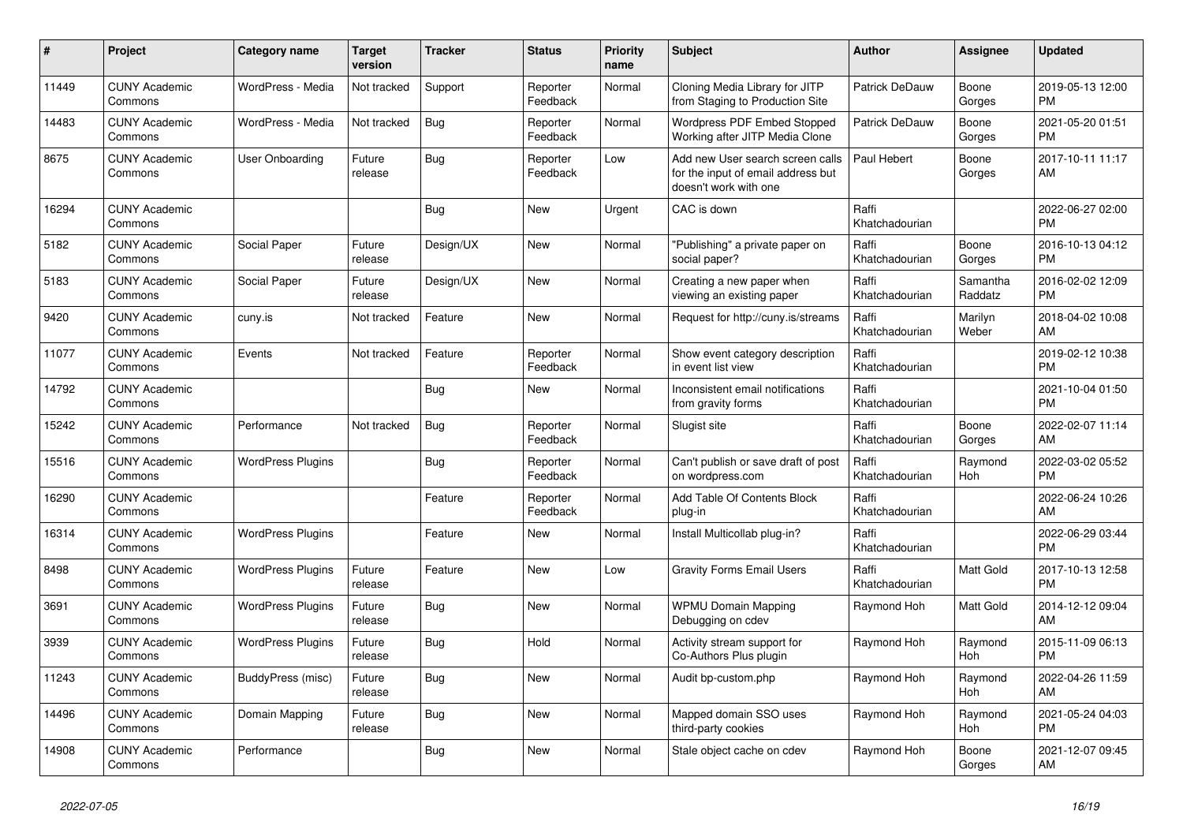| # | Project | Category name | Target version | Tracker | Status | Priority name | Subject | Author | Assignee | Updated |
|---|---|---|---|---|---|---|---|---|---|---|
| 11449 | CUNY Academic Commons | WordPress - Media | Not tracked | Support | Reporter Feedback | Normal | Cloning Media Library for JITP from Staging to Production Site | Patrick DeDauw | Boone Gorges | 2019-05-13 12:00 PM |
| 14483 | CUNY Academic Commons | WordPress - Media | Not tracked | Bug | Reporter Feedback | Normal | Wordpress PDF Embed Stopped Working after JITP Media Clone | Patrick DeDauw | Boone Gorges | 2021-05-20 01:51 PM |
| 8675 | CUNY Academic Commons | User Onboarding | Future release | Bug | Reporter Feedback | Low | Add new User search screen calls for the input of email address but doesn't work with one | Paul Hebert | Boone Gorges | 2017-10-11 11:17 AM |
| 16294 | CUNY Academic Commons | | | Bug | New | Urgent | CAC is down | Raffi Khatchadourian | | 2022-06-27 02:00 PM |
| 5182 | CUNY Academic Commons | Social Paper | Future release | Design/UX | New | Normal | "Publishing" a private paper on social paper? | Raffi Khatchadourian | Boone Gorges | 2016-10-13 04:12 PM |
| 5183 | CUNY Academic Commons | Social Paper | Future release | Design/UX | New | Normal | Creating a new paper when viewing an existing paper | Raffi Khatchadourian | Samantha Raddatz | 2016-02-02 12:09 PM |
| 9420 | CUNY Academic Commons | cuny.is | Not tracked | Feature | New | Normal | Request for http://cuny.is/streams | Raffi Khatchadourian | Marilyn Weber | 2018-04-02 10:08 AM |
| 11077 | CUNY Academic Commons | Events | Not tracked | Feature | Reporter Feedback | Normal | Show event category description in event list view | Raffi Khatchadourian | | 2019-02-12 10:38 PM |
| 14792 | CUNY Academic Commons | | | Bug | New | Normal | Inconsistent email notifications from gravity forms | Raffi Khatchadourian | | 2021-10-04 01:50 PM |
| 15242 | CUNY Academic Commons | Performance | Not tracked | Bug | Reporter Feedback | Normal | Slugist site | Raffi Khatchadourian | Boone Gorges | 2022-02-07 11:14 AM |
| 15516 | CUNY Academic Commons | WordPress Plugins | | Bug | Reporter Feedback | Normal | Can't publish or save draft of post on wordpress.com | Raffi Khatchadourian | Raymond Hoh | 2022-03-02 05:52 PM |
| 16290 | CUNY Academic Commons | | | Feature | Reporter Feedback | Normal | Add Table Of Contents Block plug-in | Raffi Khatchadourian | | 2022-06-24 10:26 AM |
| 16314 | CUNY Academic Commons | WordPress Plugins | | Feature | New | Normal | Install Multicollab plug-in? | Raffi Khatchadourian | | 2022-06-29 03:44 PM |
| 8498 | CUNY Academic Commons | WordPress Plugins | Future release | Feature | New | Low | Gravity Forms Email Users | Raffi Khatchadourian | Matt Gold | 2017-10-13 12:58 PM |
| 3691 | CUNY Academic Commons | WordPress Plugins | Future release | Bug | New | Normal | WPMU Domain Mapping Debugging on cdev | Raymond Hoh | Matt Gold | 2014-12-12 09:04 AM |
| 3939 | CUNY Academic Commons | WordPress Plugins | Future release | Bug | Hold | Normal | Activity stream support for Co-Authors Plus plugin | Raymond Hoh | Raymond Hoh | 2015-11-09 06:13 PM |
| 11243 | CUNY Academic Commons | BuddyPress (misc) | Future release | Bug | New | Normal | Audit bp-custom.php | Raymond Hoh | Raymond Hoh | 2022-04-26 11:59 AM |
| 14496 | CUNY Academic Commons | Domain Mapping | Future release | Bug | New | Normal | Mapped domain SSO uses third-party cookies | Raymond Hoh | Raymond Hoh | 2021-05-24 04:03 PM |
| 14908 | CUNY Academic Commons | Performance | | Bug | New | Normal | Stale object cache on cdev | Raymond Hoh | Boone Gorges | 2021-12-07 09:45 AM |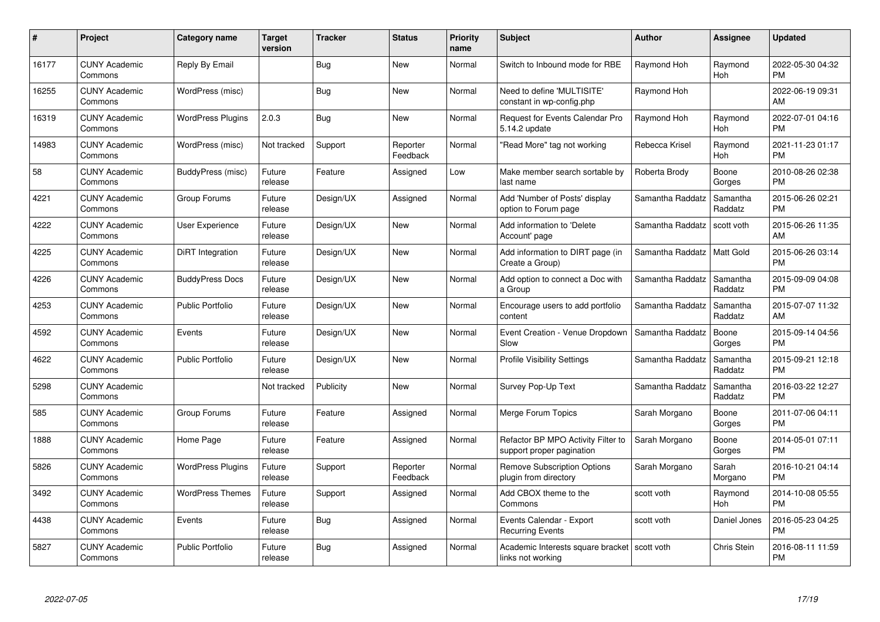| # | Project | Category name | Target version | Tracker | Status | Priority name | Subject | Author | Assignee | Updated |
|---|---|---|---|---|---|---|---|---|---|---|
| 16177 | CUNY Academic Commons | Reply By Email | | Bug | New | Normal | Switch to Inbound mode for RBE | Raymond Hoh | Raymond Hoh | 2022-05-30 04:32 PM |
| 16255 | CUNY Academic Commons | WordPress (misc) | | Bug | New | Normal | Need to define 'MULTISITE' constant in wp-config.php | Raymond Hoh | | 2022-06-19 09:31 AM |
| 16319 | CUNY Academic Commons | WordPress Plugins | 2.0.3 | Bug | New | Normal | Request for Events Calendar Pro 5.14.2 update | Raymond Hoh | Raymond Hoh | 2022-07-01 04:16 PM |
| 14983 | CUNY Academic Commons | WordPress (misc) | Not tracked | Support | Reporter Feedback | Normal | "Read More" tag not working | Rebecca Krisel | Raymond Hoh | 2021-11-23 01:17 PM |
| 58 | CUNY Academic Commons | BuddyPress (misc) | Future release | Feature | Assigned | Low | Make member search sortable by last name | Roberta Brody | Boone Gorges | 2010-08-26 02:38 PM |
| 4221 | CUNY Academic Commons | Group Forums | Future release | Design/UX | Assigned | Normal | Add 'Number of Posts' display option to Forum page | Samantha Raddatz | Samantha Raddatz | 2015-06-26 02:21 PM |
| 4222 | CUNY Academic Commons | User Experience | Future release | Design/UX | New | Normal | Add information to 'Delete Account' page | Samantha Raddatz | scott voth | 2015-06-26 11:35 AM |
| 4225 | CUNY Academic Commons | DiRT Integration | Future release | Design/UX | New | Normal | Add information to DIRT page (in Create a Group) | Samantha Raddatz | Matt Gold | 2015-06-26 03:14 PM |
| 4226 | CUNY Academic Commons | BuddyPress Docs | Future release | Design/UX | New | Normal | Add option to connect a Doc with a Group | Samantha Raddatz | Samantha Raddatz | 2015-09-09 04:08 PM |
| 4253 | CUNY Academic Commons | Public Portfolio | Future release | Design/UX | New | Normal | Encourage users to add portfolio content | Samantha Raddatz | Samantha Raddatz | 2015-07-07 11:32 AM |
| 4592 | CUNY Academic Commons | Events | Future release | Design/UX | New | Normal | Event Creation - Venue Dropdown Slow | Samantha Raddatz | Boone Gorges | 2015-09-14 04:56 PM |
| 4622 | CUNY Academic Commons | Public Portfolio | Future release | Design/UX | New | Normal | Profile Visibility Settings | Samantha Raddatz | Samantha Raddatz | 2015-09-21 12:18 PM |
| 5298 | CUNY Academic Commons | | Not tracked | Publicity | New | Normal | Survey Pop-Up Text | Samantha Raddatz | Samantha Raddatz | 2016-03-22 12:27 PM |
| 585 | CUNY Academic Commons | Group Forums | Future release | Feature | Assigned | Normal | Merge Forum Topics | Sarah Morgano | Boone Gorges | 2011-07-06 04:11 PM |
| 1888 | CUNY Academic Commons | Home Page | Future release | Feature | Assigned | Normal | Refactor BP MPO Activity Filter to support proper pagination | Sarah Morgano | Boone Gorges | 2014-05-01 07:11 PM |
| 5826 | CUNY Academic Commons | WordPress Plugins | Future release | Support | Reporter Feedback | Normal | Remove Subscription Options plugin from directory | Sarah Morgano | Sarah Morgano | 2016-10-21 04:14 PM |
| 3492 | CUNY Academic Commons | WordPress Themes | Future release | Support | Assigned | Normal | Add CBOX theme to the Commons | scott voth | Raymond Hoh | 2014-10-08 05:55 PM |
| 4438 | CUNY Academic Commons | Events | Future release | Bug | Assigned | Normal | Events Calendar - Export Recurring Events | scott voth | Daniel Jones | 2016-05-23 04:25 PM |
| 5827 | CUNY Academic Commons | Public Portfolio | Future release | Bug | Assigned | Normal | Academic Interests square bracket links not working | scott voth | Chris Stein | 2016-08-11 11:59 PM |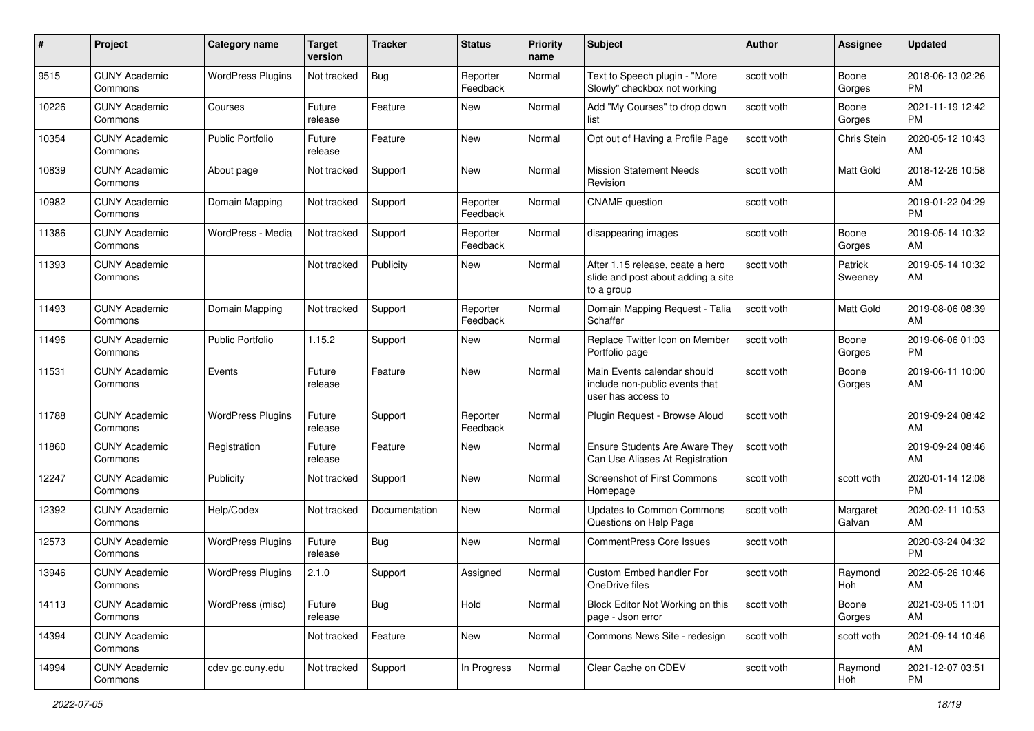| # | Project | Category name | Target version | Tracker | Status | Priority name | Subject | Author | Assignee | Updated |
|---|---|---|---|---|---|---|---|---|---|---|
| 9515 | CUNY Academic Commons | WordPress Plugins | Not tracked | Bug | Reporter Feedback | Normal | Text to Speech plugin - "More Slowly" checkbox not working | scott voth | Boone Gorges | 2018-06-13 02:26 PM |
| 10226 | CUNY Academic Commons | Courses | Future release | Feature | New | Normal | Add "My Courses" to drop down list | scott voth | Boone Gorges | 2021-11-19 12:42 PM |
| 10354 | CUNY Academic Commons | Public Portfolio | Future release | Feature | New | Normal | Opt out of Having a Profile Page | scott voth | Chris Stein | 2020-05-12 10:43 AM |
| 10839 | CUNY Academic Commons | About page | Not tracked | Support | New | Normal | Mission Statement Needs Revision | scott voth | Matt Gold | 2018-12-26 10:58 AM |
| 10982 | CUNY Academic Commons | Domain Mapping | Not tracked | Support | Reporter Feedback | Normal | CNAME question | scott voth | | 2019-01-22 04:29 PM |
| 11386 | CUNY Academic Commons | WordPress - Media | Not tracked | Support | Reporter Feedback | Normal | disappearing images | scott voth | Boone Gorges | 2019-05-14 10:32 AM |
| 11393 | CUNY Academic Commons | | Not tracked | Publicity | New | Normal | After 1.15 release, ceate a hero slide and post about adding a site to a group | scott voth | Patrick Sweeney | 2019-05-14 10:32 AM |
| 11493 | CUNY Academic Commons | Domain Mapping | Not tracked | Support | Reporter Feedback | Normal | Domain Mapping Request - Talia Schaffer | scott voth | Matt Gold | 2019-08-06 08:39 AM |
| 11496 | CUNY Academic Commons | Public Portfolio | 1.15.2 | Support | New | Normal | Replace Twitter Icon on Member Portfolio page | scott voth | Boone Gorges | 2019-06-06 01:03 PM |
| 11531 | CUNY Academic Commons | Events | Future release | Feature | New | Normal | Main Events calendar should include non-public events that user has access to | scott voth | Boone Gorges | 2019-06-11 10:00 AM |
| 11788 | CUNY Academic Commons | WordPress Plugins | Future release | Support | Reporter Feedback | Normal | Plugin Request - Browse Aloud | scott voth | | 2019-09-24 08:42 AM |
| 11860 | CUNY Academic Commons | Registration | Future release | Feature | New | Normal | Ensure Students Are Aware They Can Use Aliases At Registration | scott voth | | 2019-09-24 08:46 AM |
| 12247 | CUNY Academic Commons | Publicity | Not tracked | Support | New | Normal | Screenshot of First Commons Homepage | scott voth | scott voth | 2020-01-14 12:08 PM |
| 12392 | CUNY Academic Commons | Help/Codex | Not tracked | Documentation | New | Normal | Updates to Common Commons Questions on Help Page | scott voth | Margaret Galvan | 2020-02-11 10:53 AM |
| 12573 | CUNY Academic Commons | WordPress Plugins | Future release | Bug | New | Normal | CommentPress Core Issues | scott voth | | 2020-03-24 04:32 PM |
| 13946 | CUNY Academic Commons | WordPress Plugins | 2.1.0 | Support | Assigned | Normal | Custom Embed handler For OneDrive files | scott voth | Raymond Hoh | 2022-05-26 10:46 AM |
| 14113 | CUNY Academic Commons | WordPress (misc) | Future release | Bug | Hold | Normal | Block Editor Not Working on this page - Json error | scott voth | Boone Gorges | 2021-03-05 11:01 AM |
| 14394 | CUNY Academic Commons | | Not tracked | Feature | New | Normal | Commons News Site - redesign | scott voth | scott voth | 2021-09-14 10:46 AM |
| 14994 | CUNY Academic Commons | cdev.gc.cuny.edu | Not tracked | Support | In Progress | Normal | Clear Cache on CDEV | scott voth | Raymond Hoh | 2021-12-07 03:51 PM |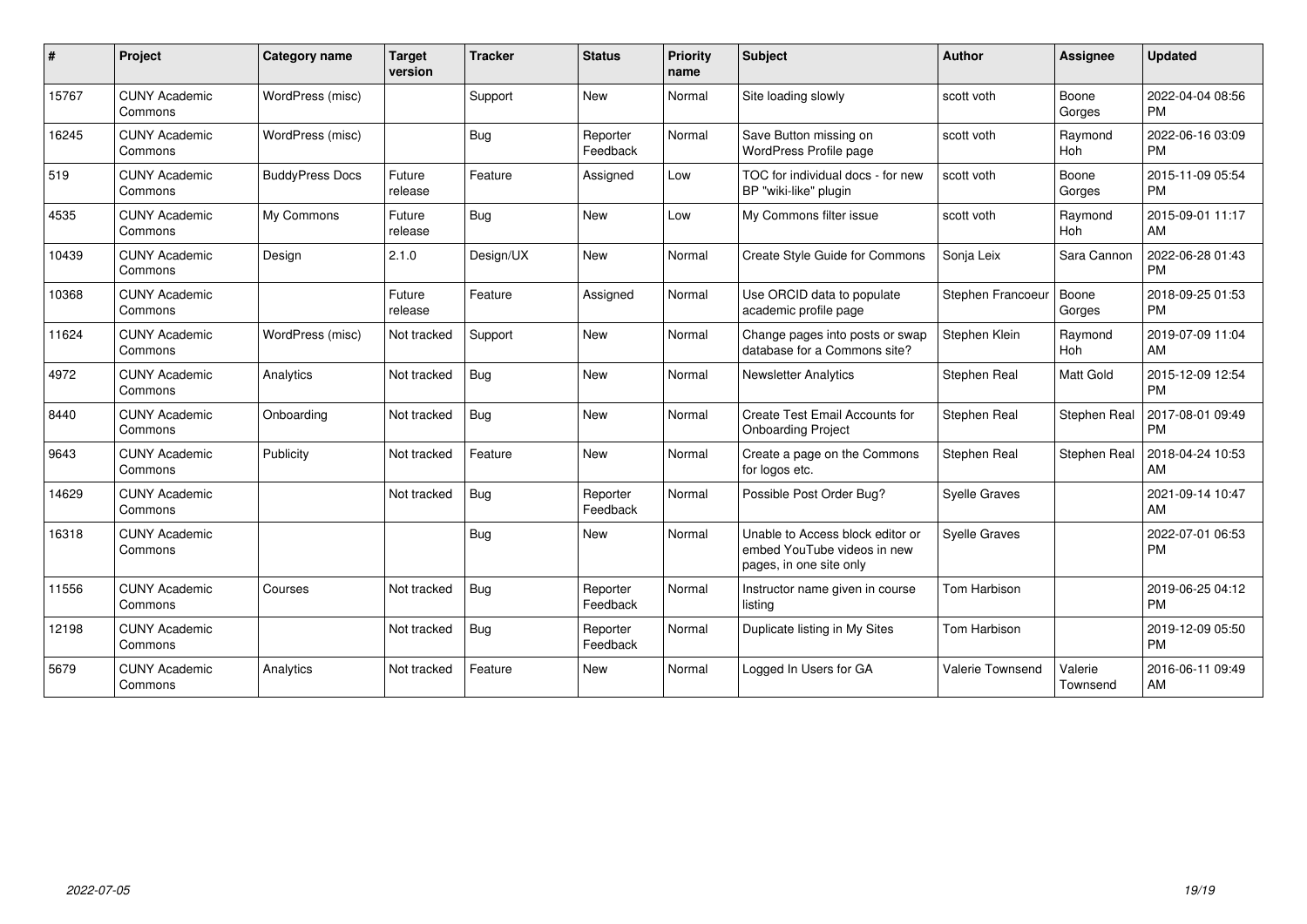| # | Project | Category name | Target version | Tracker | Status | Priority name | Subject | Author | Assignee | Updated |
|---|---|---|---|---|---|---|---|---|---|---|
| 15767 | CUNY Academic Commons | WordPress (misc) | | Support | New | Normal | Site loading slowly | scott voth | Boone Gorges | 2022-04-04 08:56 PM |
| 16245 | CUNY Academic Commons | WordPress (misc) | | Bug | Reporter Feedback | Normal | Save Button missing on WordPress Profile page | scott voth | Raymond Hoh | 2022-06-16 03:09 PM |
| 519 | CUNY Academic Commons | BuddyPress Docs | Future release | Feature | Assigned | Low | TOC for individual docs - for new BP "wiki-like" plugin | scott voth | Boone Gorges | 2015-11-09 05:54 PM |
| 4535 | CUNY Academic Commons | My Commons | Future release | Bug | New | Low | My Commons filter issue | scott voth | Raymond Hoh | 2015-09-01 11:17 AM |
| 10439 | CUNY Academic Commons | Design | 2.1.0 | Design/UX | New | Normal | Create Style Guide for Commons | Sonja Leix | Sara Cannon | 2022-06-28 01:43 PM |
| 10368 | CUNY Academic Commons | | Future release | Feature | Assigned | Normal | Use ORCID data to populate academic profile page | Stephen Francoeur | Boone Gorges | 2018-09-25 01:53 PM |
| 11624 | CUNY Academic Commons | WordPress (misc) | Not tracked | Support | New | Normal | Change pages into posts or swap database for a Commons site? | Stephen Klein | Raymond Hoh | 2019-07-09 11:04 AM |
| 4972 | CUNY Academic Commons | Analytics | Not tracked | Bug | New | Normal | Newsletter Analytics | Stephen Real | Matt Gold | 2015-12-09 12:54 PM |
| 8440 | CUNY Academic Commons | Onboarding | Not tracked | Bug | New | Normal | Create Test Email Accounts for Onboarding Project | Stephen Real | Stephen Real | 2017-08-01 09:49 PM |
| 9643 | CUNY Academic Commons | Publicity | Not tracked | Feature | New | Normal | Create a page on the Commons for logos etc. | Stephen Real | Stephen Real | 2018-04-24 10:53 AM |
| 14629 | CUNY Academic Commons | | Not tracked | Bug | Reporter Feedback | Normal | Possible Post Order Bug? | Syelle Graves | | 2021-09-14 10:47 AM |
| 16318 | CUNY Academic Commons | | | Bug | New | Normal | Unable to Access block editor or embed YouTube videos in new pages, in one site only | Syelle Graves | | 2022-07-01 06:53 PM |
| 11556 | CUNY Academic Commons | Courses | Not tracked | Bug | Reporter Feedback | Normal | Instructor name given in course listing | Tom Harbison | | 2019-06-25 04:12 PM |
| 12198 | CUNY Academic Commons | | Not tracked | Bug | Reporter Feedback | Normal | Duplicate listing in My Sites | Tom Harbison | | 2019-12-09 05:50 PM |
| 5679 | CUNY Academic Commons | Analytics | Not tracked | Feature | New | Normal | Logged In Users for GA | Valerie Townsend | Valerie Townsend | 2016-06-11 09:49 AM |

*2022-07-05*